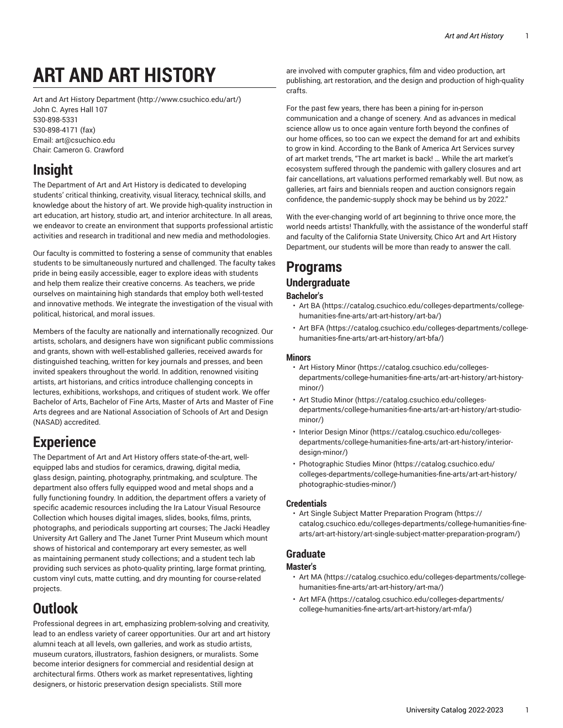# ART AND ART HISTORY

Art and Art History Department (http://www.csuchico.edu/art/)
John C. Ayres Hall 107
530-898-5331
530-898-4171 (fax)
Email: art@csuchico.edu
Chair: Cameron G. Crawford

## Insight

The Department of Art and Art History is dedicated to developing students' critical thinking, creativity, visual literacy, technical skills, and knowledge about the history of art. We provide high-quality instruction in art education, art history, studio art, and interior architecture. In all areas, we endeavor to create an environment that supports professional artistic activities and research in traditional and new media and methodologies.

Our faculty is committed to fostering a sense of community that enables students to be simultaneously nurtured and challenged. The faculty takes pride in being easily accessible, eager to explore ideas with students and help them realize their creative concerns. As teachers, we pride ourselves on maintaining high standards that employ both well-tested and innovative methods. We integrate the investigation of the visual with political, historical, and moral issues.

Members of the faculty are nationally and internationally recognized. Our artists, scholars, and designers have won significant public commissions and grants, shown with well-established galleries, received awards for distinguished teaching, written for key journals and presses, and been invited speakers throughout the world. In addition, renowned visiting artists, art historians, and critics introduce challenging concepts in lectures, exhibitions, workshops, and critiques of student work. We offer Bachelor of Arts, Bachelor of Fine Arts, Master of Arts and Master of Fine Arts degrees and are National Association of Schools of Art and Design (NASAD) accredited.

## Experience

The Department of Art and Art History offers state-of-the-art, well-equipped labs and studios for ceramics, drawing, digital media, glass design, painting, photography, printmaking, and sculpture. The department also offers fully equipped wood and metal shops and a fully functioning foundry. In addition, the department offers a variety of specific academic resources including the Ira Latour Visual Resource Collection which houses digital images, slides, books, films, prints, photographs, and periodicals supporting art courses; The Jacki Headley University Art Gallery and The Janet Turner Print Museum which mount shows of historical and contemporary art every semester, as well as maintaining permanent study collections; and a student tech lab providing such services as photo-quality printing, large format printing, custom vinyl cuts, matte cutting, and dry mounting for course-related projects.

## Outlook

Professional degrees in art, emphasizing problem-solving and creativity, lead to an endless variety of career opportunities. Our art and art history alumni teach at all levels, own galleries, and work as studio artists, museum curators, illustrators, fashion designers, or muralists. Some become interior designers for commercial and residential design at architectural firms. Others work as market representatives, lighting designers, or historic preservation design specialists. Still more are involved with computer graphics, film and video production, art publishing, art restoration, and the design and production of high-quality crafts.

For the past few years, there has been a pining for in-person communication and a change of scenery. And as advances in medical science allow us to once again venture forth beyond the confines of our home offices, so too can we expect the demand for art and exhibits to grow in kind. According to the Bank of America Art Services survey of art market trends, "The art market is back! … While the art market's ecosystem suffered through the pandemic with gallery closures and art fair cancellations, art valuations performed remarkably well. But now, as galleries, art fairs and biennials reopen and auction consignors regain confidence, the pandemic-supply shock may be behind us by 2022."

With the ever-changing world of art beginning to thrive once more, the world needs artists! Thankfully, with the assistance of the wonderful staff and faculty of the California State University, Chico Art and Art History Department, our students will be more than ready to answer the call.

## Programs

### Undergraduate

#### Bachelor's

- Art BA (https://catalog.csuchico.edu/colleges-departments/college-humanities-fine-arts/art-art-history/art-ba/)
- Art BFA (https://catalog.csuchico.edu/colleges-departments/college-humanities-fine-arts/art-art-history/art-bfa/)

#### Minors

- Art History Minor (https://catalog.csuchico.edu/colleges-departments/college-humanities-fine-arts/art-art-history/art-history-minor/)
- Art Studio Minor (https://catalog.csuchico.edu/colleges-departments/college-humanities-fine-arts/art-art-history/art-studio-minor/)
- Interior Design Minor (https://catalog.csuchico.edu/colleges-departments/college-humanities-fine-arts/art-art-history/interior-design-minor/)
- Photographic Studies Minor (https://catalog.csuchico.edu/colleges-departments/college-humanities-fine-arts/art-art-history/photographic-studies-minor/)

#### Credentials

- Art Single Subject Matter Preparation Program (https://catalog.csuchico.edu/colleges-departments/college-humanities-fine-arts/art-art-history/art-single-subject-matter-preparation-program/)

### Graduate

#### Master's

- Art MA (https://catalog.csuchico.edu/colleges-departments/college-humanities-fine-arts/art-art-history/art-ma/)
- Art MFA (https://catalog.csuchico.edu/colleges-departments/college-humanities-fine-arts/art-art-history/art-mfa/)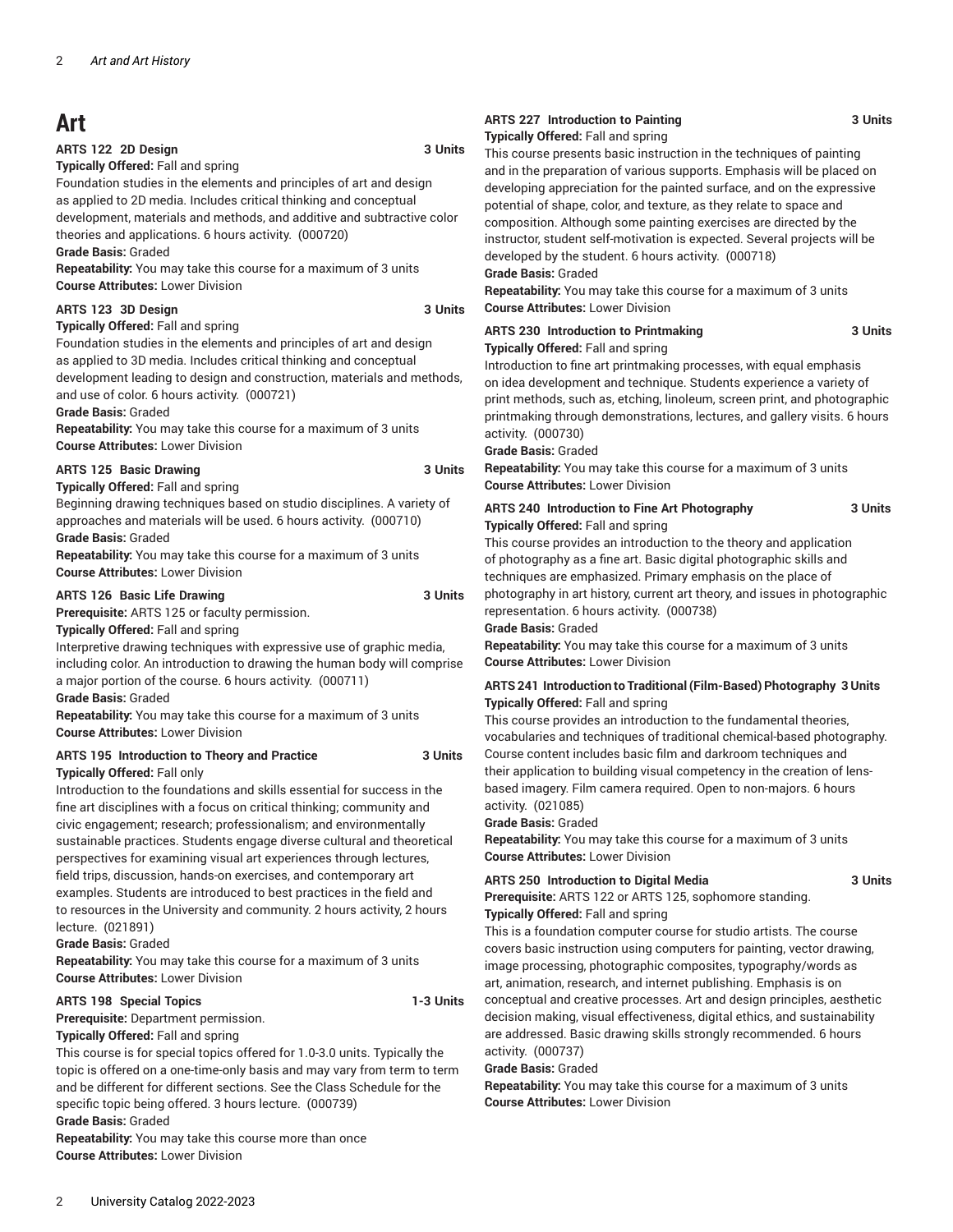# Art

### ARTS 122 2D Design 3 Units

**Typically Offered:** Fall and spring

Foundation studies in the elements and principles of art and design as applied to 2D media. Includes critical thinking and conceptual development, materials and methods, and additive and subtractive color theories and applications. 6 hours activity. (000720)

**Grade Basis:** Graded

**Repeatability:** You may take this course for a maximum of 3 units

**Course Attributes:** Lower Division

### ARTS 123 3D Design 3 Units

**Typically Offered:** Fall and spring

Foundation studies in the elements and principles of art and design as applied to 3D media. Includes critical thinking and conceptual development leading to design and construction, materials and methods, and use of color. 6 hours activity. (000721)

**Grade Basis:** Graded

**Repeatability:** You may take this course for a maximum of 3 units

**Course Attributes:** Lower Division

### ARTS 125 Basic Drawing 3 Units

**Typically Offered:** Fall and spring

Beginning drawing techniques based on studio disciplines. A variety of approaches and materials will be used. 6 hours activity. (000710)

**Grade Basis:** Graded

**Repeatability:** You may take this course for a maximum of 3 units

**Course Attributes:** Lower Division

### ARTS 126 Basic Life Drawing 3 Units

**Prerequisite:** ARTS 125 or faculty permission.

**Typically Offered:** Fall and spring

Interpretive drawing techniques with expressive use of graphic media, including color. An introduction to drawing the human body will comprise a major portion of the course. 6 hours activity. (000711)

**Grade Basis:** Graded

**Repeatability:** You may take this course for a maximum of 3 units

**Course Attributes:** Lower Division

### ARTS 195 Introduction to Theory and Practice 3 Units

**Typically Offered:** Fall only

Introduction to the foundations and skills essential for success in the fine art disciplines with a focus on critical thinking; community and civic engagement; research; professionalism; and environmentally sustainable practices. Students engage diverse cultural and theoretical perspectives for examining visual art experiences through lectures, field trips, discussion, hands-on exercises, and contemporary art examples. Students are introduced to best practices in the field and to resources in the University and community. 2 hours activity, 2 hours lecture. (021891)

**Grade Basis:** Graded

**Repeatability:** You may take this course for a maximum of 3 units

**Course Attributes:** Lower Division

### ARTS 198 Special Topics 1-3 Units

**Prerequisite:** Department permission.

**Typically Offered:** Fall and spring

This course is for special topics offered for 1.0-3.0 units. Typically the topic is offered on a one-time-only basis and may vary from term to term and be different for different sections. See the Class Schedule for the specific topic being offered. 3 hours lecture. (000739)

**Grade Basis:** Graded

**Repeatability:** You may take this course more than once

**Course Attributes:** Lower Division

### ARTS 227 Introduction to Painting 3 Units

**Typically Offered:** Fall and spring

This course presents basic instruction in the techniques of painting and in the preparation of various supports. Emphasis will be placed on developing appreciation for the painted surface, and on the expressive potential of shape, color, and texture, as they relate to space and composition. Although some painting exercises are directed by the instructor, student self-motivation is expected. Several projects will be developed by the student. 6 hours activity. (000718)

**Grade Basis:** Graded

**Repeatability:** You may take this course for a maximum of 3 units

**Course Attributes:** Lower Division

### ARTS 230 Introduction to Printmaking 3 Units

**Typically Offered:** Fall and spring

Introduction to fine art printmaking processes, with equal emphasis on idea development and technique. Students experience a variety of print methods, such as, etching, linoleum, screen print, and photographic printmaking through demonstrations, lectures, and gallery visits. 6 hours activity. (000730)

**Grade Basis:** Graded

**Repeatability:** You may take this course for a maximum of 3 units

**Course Attributes:** Lower Division

### ARTS 240 Introduction to Fine Art Photography 3 Units

**Typically Offered:** Fall and spring

This course provides an introduction to the theory and application of photography as a fine art. Basic digital photographic skills and techniques are emphasized. Primary emphasis on the place of photography in art history, current art theory, and issues in photographic representation. 6 hours activity. (000738)

**Grade Basis:** Graded

**Repeatability:** You may take this course for a maximum of 3 units

**Course Attributes:** Lower Division

### ARTS 241 Introduction to Traditional (Film-Based) Photography 3 Units

**Typically Offered:** Fall and spring

This course provides an introduction to the fundamental theories, vocabularies and techniques of traditional chemical-based photography. Course content includes basic film and darkroom techniques and their application to building visual competency in the creation of lens-based imagery. Film camera required. Open to non-majors. 6 hours activity. (021085)

**Grade Basis:** Graded

**Repeatability:** You may take this course for a maximum of 3 units

**Course Attributes:** Lower Division

### ARTS 250 Introduction to Digital Media 3 Units

**Prerequisite:** ARTS 122 or ARTS 125, sophomore standing.

**Typically Offered:** Fall and spring

This is a foundation computer course for studio artists. The course covers basic instruction using computers for painting, vector drawing, image processing, photographic composites, typography/words as art, animation, research, and internet publishing. Emphasis is on conceptual and creative processes. Art and design principles, aesthetic decision making, visual effectiveness, digital ethics, and sustainability are addressed. Basic drawing skills strongly recommended. 6 hours activity. (000737)

**Grade Basis:** Graded

**Repeatability:** You may take this course for a maximum of 3 units

**Course Attributes:** Lower Division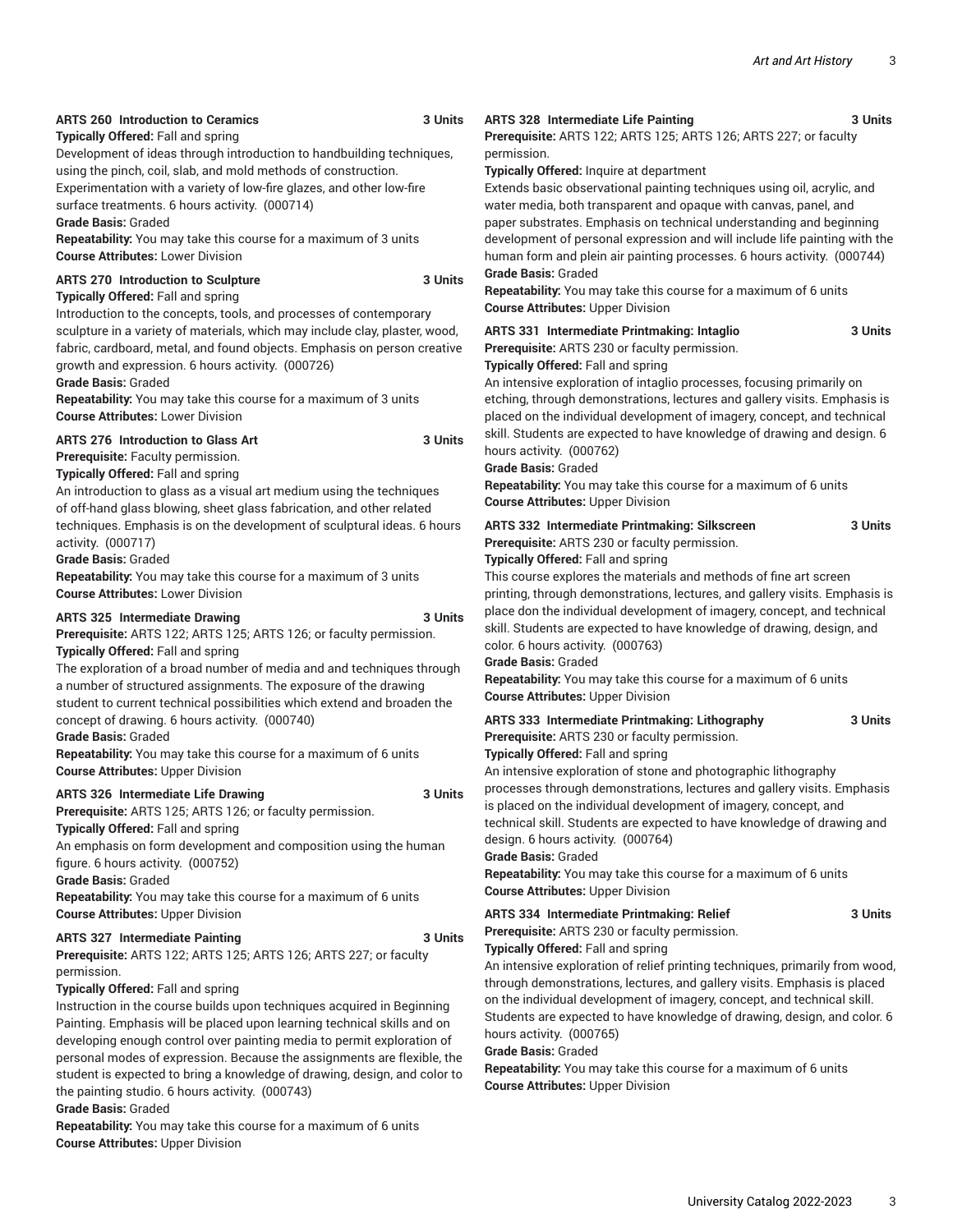**ARTS 260 Introduction to Ceramics 3 Units**

**Typically Offered:** Fall and spring

Development of ideas through introduction to handbuilding techniques, using the pinch, coil, slab, and mold methods of construction. Experimentation with a variety of low-fire glazes, and other low-fire surface treatments. 6 hours activity. (000714)

**Grade Basis:** Graded

**Repeatability:** You may take this course for a maximum of 3 units

**Course Attributes:** Lower Division

**ARTS 270 Introduction to Sculpture 3 Units**

**Typically Offered:** Fall and spring

Introduction to the concepts, tools, and processes of contemporary sculpture in a variety of materials, which may include clay, plaster, wood, fabric, cardboard, metal, and found objects. Emphasis on person creative growth and expression. 6 hours activity. (000726)

**Grade Basis:** Graded

**Repeatability:** You may take this course for a maximum of 3 units

**Course Attributes:** Lower Division

**ARTS 276 Introduction to Glass Art 3 Units**

**Prerequisite:** Faculty permission.

**Typically Offered:** Fall and spring

An introduction to glass as a visual art medium using the techniques of off-hand glass blowing, sheet glass fabrication, and other related techniques. Emphasis is on the development of sculptural ideas. 6 hours activity. (000717)

**Grade Basis:** Graded

**Repeatability:** You may take this course for a maximum of 3 units

**Course Attributes:** Lower Division

**ARTS 325 Intermediate Drawing 3 Units**

**Prerequisite:** ARTS 122; ARTS 125; ARTS 126; or faculty permission.

**Typically Offered:** Fall and spring

The exploration of a broad number of media and and techniques through a number of structured assignments. The exposure of the drawing student to current technical possibilities which extend and broaden the concept of drawing. 6 hours activity. (000740)

**Grade Basis:** Graded

**Repeatability:** You may take this course for a maximum of 6 units

**Course Attributes:** Upper Division

**ARTS 326 Intermediate Life Drawing 3 Units**

**Prerequisite:** ARTS 125; ARTS 126; or faculty permission.

**Typically Offered:** Fall and spring

An emphasis on form development and composition using the human figure. 6 hours activity. (000752)

**Grade Basis:** Graded

**Repeatability:** You may take this course for a maximum of 6 units

**Course Attributes:** Upper Division

**ARTS 327 Intermediate Painting 3 Units**

**Prerequisite:** ARTS 122; ARTS 125; ARTS 126; ARTS 227; or faculty permission.

**Typically Offered:** Fall and spring

Instruction in the course builds upon techniques acquired in Beginning Painting. Emphasis will be placed upon learning technical skills and on developing enough control over painting media to permit exploration of personal modes of expression. Because the assignments are flexible, the student is expected to bring a knowledge of drawing, design, and color to the painting studio. 6 hours activity. (000743)

**Grade Basis:** Graded

**Repeatability:** You may take this course for a maximum of 6 units

**Course Attributes:** Upper Division

**ARTS 328 Intermediate Life Painting 3 Units**

**Prerequisite:** ARTS 122; ARTS 125; ARTS 126; ARTS 227; or faculty permission.

**Typically Offered:** Inquire at department

Extends basic observational painting techniques using oil, acrylic, and water media, both transparent and opaque with canvas, panel, and paper substrates. Emphasis on technical understanding and beginning development of personal expression and will include life painting with the human form and plein air painting processes. 6 hours activity. (000744)

**Grade Basis:** Graded

**Repeatability:** You may take this course for a maximum of 6 units

**Course Attributes:** Upper Division

**ARTS 331 Intermediate Printmaking: Intaglio 3 Units**

**Prerequisite:** ARTS 230 or faculty permission.

**Typically Offered:** Fall and spring

An intensive exploration of intaglio processes, focusing primarily on etching, through demonstrations, lectures and gallery visits. Emphasis is placed on the individual development of imagery, concept, and technical skill. Students are expected to have knowledge of drawing and design. 6 hours activity. (000762)

**Grade Basis:** Graded

**Repeatability:** You may take this course for a maximum of 6 units

**Course Attributes:** Upper Division

**ARTS 332 Intermediate Printmaking: Silkscreen 3 Units**

**Prerequisite:** ARTS 230 or faculty permission.

**Typically Offered:** Fall and spring

This course explores the materials and methods of fine art screen printing, through demonstrations, lectures, and gallery visits. Emphasis is place don the individual development of imagery, concept, and technical skill. Students are expected to have knowledge of drawing, design, and color. 6 hours activity. (000763)

**Grade Basis:** Graded

**Repeatability:** You may take this course for a maximum of 6 units

**Course Attributes:** Upper Division

**ARTS 333 Intermediate Printmaking: Lithography 3 Units**

**Prerequisite:** ARTS 230 or faculty permission.

**Typically Offered:** Fall and spring

An intensive exploration of stone and photographic lithography processes through demonstrations, lectures and gallery visits. Emphasis is placed on the individual development of imagery, concept, and technical skill. Students are expected to have knowledge of drawing and design. 6 hours activity. (000764)

**Grade Basis:** Graded

**Repeatability:** You may take this course for a maximum of 6 units

**Course Attributes:** Upper Division

**ARTS 334 Intermediate Printmaking: Relief 3 Units**

**Prerequisite:** ARTS 230 or faculty permission.

**Typically Offered:** Fall and spring

An intensive exploration of relief printing techniques, primarily from wood, through demonstrations, lectures, and gallery visits. Emphasis is placed on the individual development of imagery, concept, and technical skill. Students are expected to have knowledge of drawing, design, and color. 6 hours activity. (000765)

**Grade Basis:** Graded

**Repeatability:** You may take this course for a maximum of 6 units

**Course Attributes:** Upper Division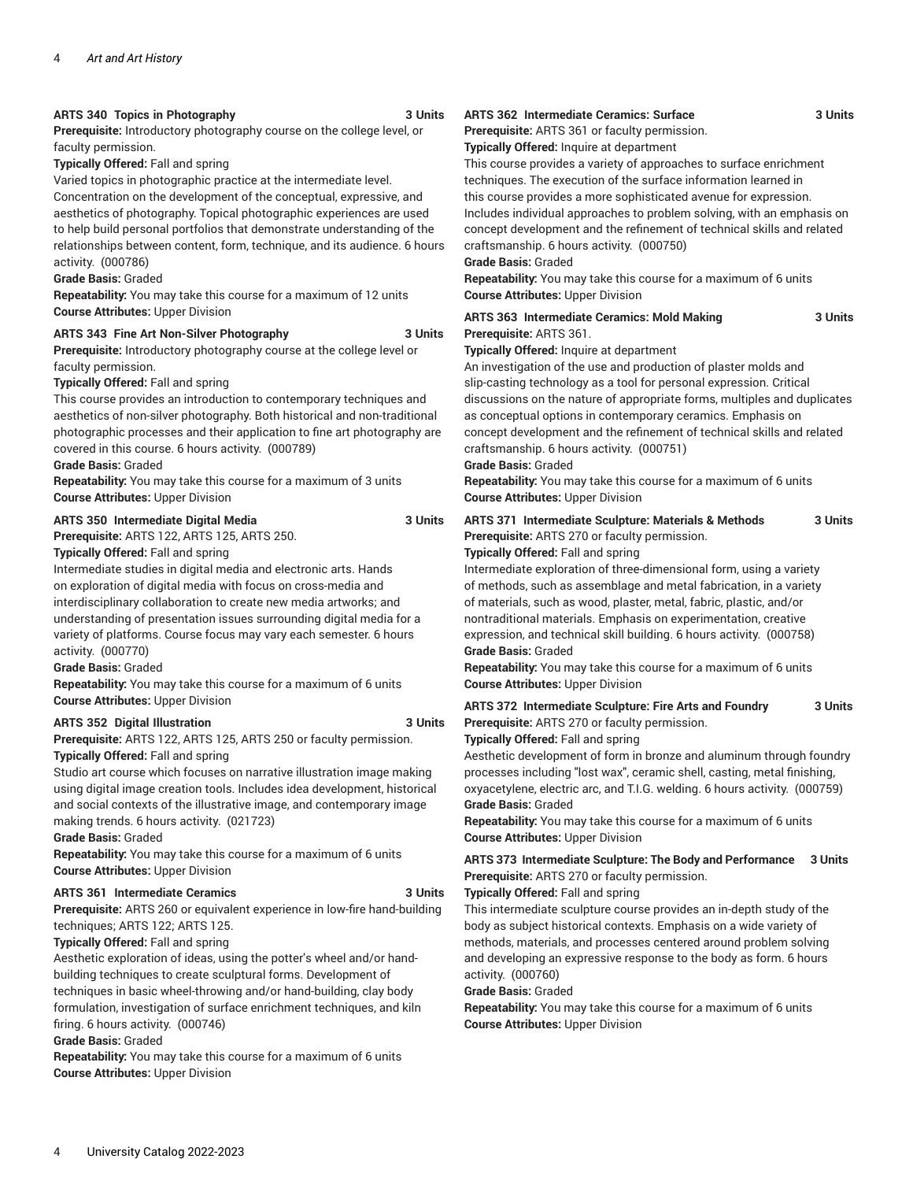### ARTS 340 Topics in Photography — 3 Units

**Prerequisite:** Introductory photography course on the college level, or faculty permission.

**Typically Offered:** Fall and spring

Varied topics in photographic practice at the intermediate level. Concentration on the development of the conceptual, expressive, and aesthetics of photography. Topical photographic experiences are used to help build personal portfolios that demonstrate understanding of the relationships between content, form, technique, and its audience. 6 hours activity. (000786)

**Grade Basis:** Graded

**Repeatability:** You may take this course for a maximum of 12 units

**Course Attributes:** Upper Division

### ARTS 343 Fine Art Non-Silver Photography — 3 Units

**Prerequisite:** Introductory photography course at the college level or faculty permission.

**Typically Offered:** Fall and spring

This course provides an introduction to contemporary techniques and aesthetics of non-silver photography. Both historical and non-traditional photographic processes and their application to fine art photography are covered in this course. 6 hours activity. (000789)

**Grade Basis:** Graded

**Repeatability:** You may take this course for a maximum of 3 units

**Course Attributes:** Upper Division

### ARTS 350 Intermediate Digital Media — 3 Units

**Prerequisite:** ARTS 122, ARTS 125, ARTS 250.

**Typically Offered:** Fall and spring

Intermediate studies in digital media and electronic arts. Hands on exploration of digital media with focus on cross-media and interdisciplinary collaboration to create new media artworks; and understanding of presentation issues surrounding digital media for a variety of platforms. Course focus may vary each semester. 6 hours activity. (000770)

**Grade Basis:** Graded

**Repeatability:** You may take this course for a maximum of 6 units

**Course Attributes:** Upper Division

### ARTS 352 Digital Illustration — 3 Units

**Prerequisite:** ARTS 122, ARTS 125, ARTS 250 or faculty permission.

**Typically Offered:** Fall and spring

Studio art course which focuses on narrative illustration image making using digital image creation tools. Includes idea development, historical and social contexts of the illustrative image, and contemporary image making trends. 6 hours activity. (021723)

**Grade Basis:** Graded

**Repeatability:** You may take this course for a maximum of 6 units

**Course Attributes:** Upper Division

### ARTS 361 Intermediate Ceramics — 3 Units

**Prerequisite:** ARTS 260 or equivalent experience in low-fire hand-building techniques; ARTS 122; ARTS 125.

**Typically Offered:** Fall and spring

Aesthetic exploration of ideas, using the potter's wheel and/or hand-building techniques to create sculptural forms. Development of techniques in basic wheel-throwing and/or hand-building, clay body formulation, investigation of surface enrichment techniques, and kiln firing. 6 hours activity. (000746)

**Grade Basis:** Graded

**Repeatability:** You may take this course for a maximum of 6 units

**Course Attributes:** Upper Division

### ARTS 362 Intermediate Ceramics: Surface — 3 Units

**Prerequisite:** ARTS 361 or faculty permission.

**Typically Offered:** Inquire at department

This course provides a variety of approaches to surface enrichment techniques. The execution of the surface information learned in this course provides a more sophisticated avenue for expression. Includes individual approaches to problem solving, with an emphasis on concept development and the refinement of technical skills and related craftsmanship. 6 hours activity. (000750)

**Grade Basis:** Graded

**Repeatability:** You may take this course for a maximum of 6 units

**Course Attributes:** Upper Division

### ARTS 363 Intermediate Ceramics: Mold Making — 3 Units

**Prerequisite:** ARTS 361.

**Typically Offered:** Inquire at department

An investigation of the use and production of plaster molds and slip-casting technology as a tool for personal expression. Critical discussions on the nature of appropriate forms, multiples and duplicates as conceptual options in contemporary ceramics. Emphasis on concept development and the refinement of technical skills and related craftsmanship. 6 hours activity. (000751)

**Grade Basis:** Graded

**Repeatability:** You may take this course for a maximum of 6 units

**Course Attributes:** Upper Division

### ARTS 371 Intermediate Sculpture: Materials & Methods — 3 Units

**Prerequisite:** ARTS 270 or faculty permission.

**Typically Offered:** Fall and spring

Intermediate exploration of three-dimensional form, using a variety of methods, such as assemblage and metal fabrication, in a variety of materials, such as wood, plaster, metal, fabric, plastic, and/or nontraditional materials. Emphasis on experimentation, creative expression, and technical skill building. 6 hours activity. (000758)

**Grade Basis:** Graded

**Repeatability:** You may take this course for a maximum of 6 units

**Course Attributes:** Upper Division

### ARTS 372 Intermediate Sculpture: Fire Arts and Foundry — 3 Units

**Prerequisite:** ARTS 270 or faculty permission.

**Typically Offered:** Fall and spring

Aesthetic development of form in bronze and aluminum through foundry processes including "lost wax", ceramic shell, casting, metal finishing, oxyacetylene, electric arc, and T.I.G. welding. 6 hours activity. (000759)

**Grade Basis:** Graded

**Repeatability:** You may take this course for a maximum of 6 units

**Course Attributes:** Upper Division

### ARTS 373 Intermediate Sculpture: The Body and Performance — 3 Units

**Prerequisite:** ARTS 270 or faculty permission.

**Typically Offered:** Fall and spring

This intermediate sculpture course provides an in-depth study of the body as subject historical contexts. Emphasis on a wide variety of methods, materials, and processes centered around problem solving and developing an expressive response to the body as form. 6 hours activity. (000760)

**Grade Basis:** Graded

**Repeatability:** You may take this course for a maximum of 6 units

**Course Attributes:** Upper Division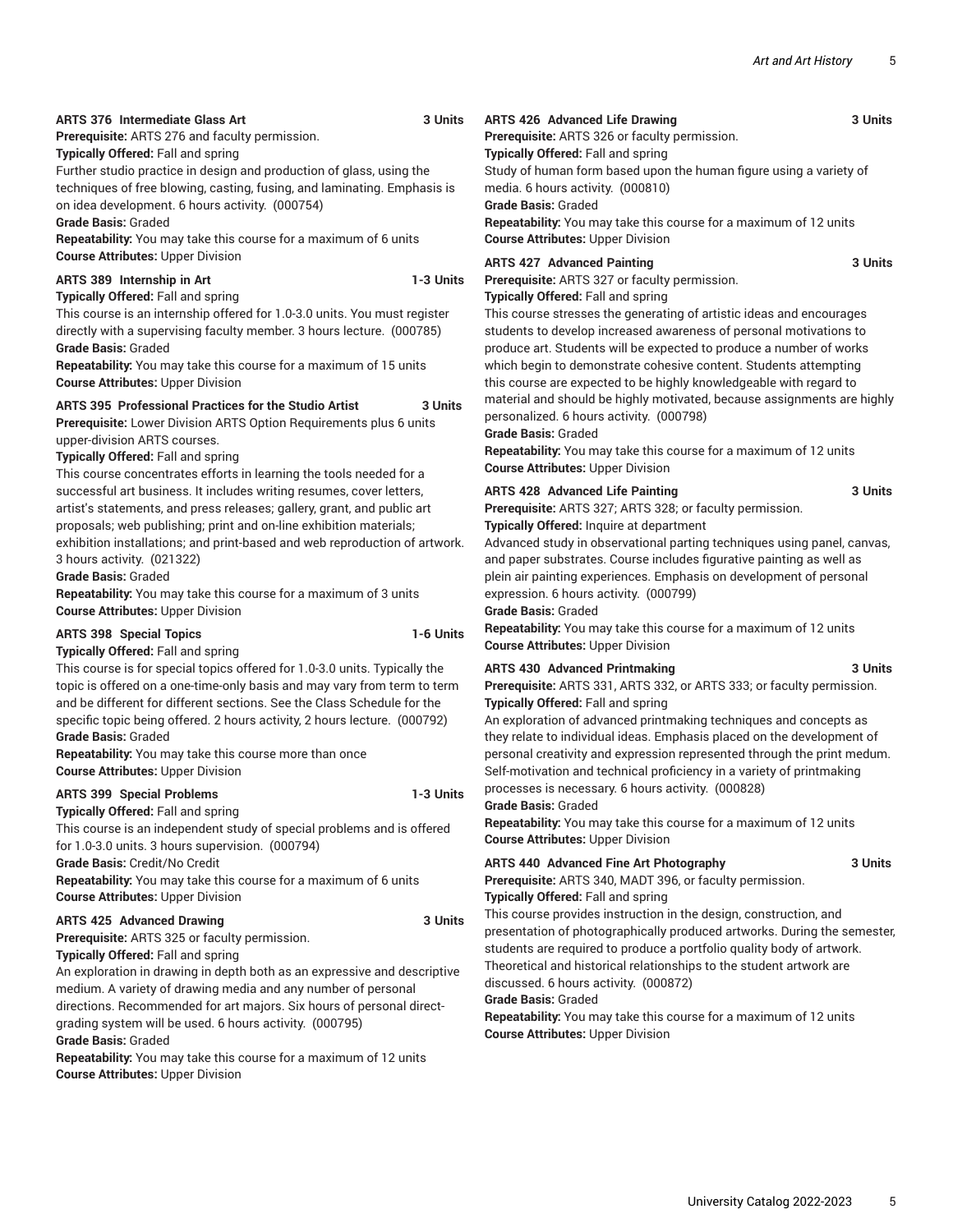**ARTS 376 Intermediate Glass Art 3 Units**

**Prerequisite:** ARTS 276 and faculty permission.

**Typically Offered:** Fall and spring

Further studio practice in design and production of glass, using the techniques of free blowing, casting, fusing, and laminating. Emphasis is on idea development. 6 hours activity. (000754)

**Grade Basis:** Graded

**Repeatability:** You may take this course for a maximum of 6 units

**Course Attributes:** Upper Division

**ARTS 389 Internship in Art 1-3 Units**

**Typically Offered:** Fall and spring

This course is an internship offered for 1.0-3.0 units. You must register directly with a supervising faculty member. 3 hours lecture. (000785)

**Grade Basis:** Graded

**Repeatability:** You may take this course for a maximum of 15 units

**Course Attributes:** Upper Division

**ARTS 395 Professional Practices for the Studio Artist 3 Units**

**Prerequisite:** Lower Division ARTS Option Requirements plus 6 units upper-division ARTS courses.

**Typically Offered:** Fall and spring

This course concentrates efforts in learning the tools needed for a successful art business. It includes writing resumes, cover letters, artist's statements, and press releases; gallery, grant, and public art proposals; web publishing; print and on-line exhibition materials; exhibition installations; and print-based and web reproduction of artwork. 3 hours activity. (021322)

**Grade Basis:** Graded

**Repeatability:** You may take this course for a maximum of 3 units

**Course Attributes:** Upper Division

**ARTS 398 Special Topics 1-6 Units**

**Typically Offered:** Fall and spring

This course is for special topics offered for 1.0-3.0 units. Typically the topic is offered on a one-time-only basis and may vary from term to term and be different for different sections. See the Class Schedule for the specific topic being offered. 2 hours activity, 2 hours lecture. (000792)

**Grade Basis:** Graded

**Repeatability:** You may take this course more than once

**Course Attributes:** Upper Division

**ARTS 399 Special Problems 1-3 Units**

**Typically Offered:** Fall and spring

This course is an independent study of special problems and is offered for 1.0-3.0 units. 3 hours supervision. (000794)

**Grade Basis:** Credit/No Credit

**Repeatability:** You may take this course for a maximum of 6 units

**Course Attributes:** Upper Division

**ARTS 425 Advanced Drawing 3 Units**

**Prerequisite:** ARTS 325 or faculty permission.

**Typically Offered:** Fall and spring

An exploration in drawing in depth both as an expressive and descriptive medium. A variety of drawing media and any number of personal directions. Recommended for art majors. Six hours of personal direct-grading system will be used. 6 hours activity. (000795)

**Grade Basis:** Graded

**Repeatability:** You may take this course for a maximum of 12 units

**Course Attributes:** Upper Division

**ARTS 426 Advanced Life Drawing 3 Units**

**Prerequisite:** ARTS 326 or faculty permission.

**Typically Offered:** Fall and spring

Study of human form based upon the human figure using a variety of media. 6 hours activity. (000810)

**Grade Basis:** Graded

**Repeatability:** You may take this course for a maximum of 12 units

**Course Attributes:** Upper Division

**ARTS 427 Advanced Painting 3 Units**

**Prerequisite:** ARTS 327 or faculty permission.

**Typically Offered:** Fall and spring

This course stresses the generating of artistic ideas and encourages students to develop increased awareness of personal motivations to produce art. Students will be expected to produce a number of works which begin to demonstrate cohesive content. Students attempting this course are expected to be highly knowledgeable with regard to material and should be highly motivated, because assignments are highly personalized. 6 hours activity. (000798)

**Grade Basis:** Graded

**Repeatability:** You may take this course for a maximum of 12 units

**Course Attributes:** Upper Division

**ARTS 428 Advanced Life Painting 3 Units**

**Prerequisite:** ARTS 327; ARTS 328; or faculty permission.

**Typically Offered:** Inquire at department

Advanced study in observational parting techniques using panel, canvas, and paper substrates. Course includes figurative painting as well as plein air painting experiences. Emphasis on development of personal expression. 6 hours activity. (000799)

**Grade Basis:** Graded

**Repeatability:** You may take this course for a maximum of 12 units

**Course Attributes:** Upper Division

**ARTS 430 Advanced Printmaking 3 Units**

**Prerequisite:** ARTS 331, ARTS 332, or ARTS 333; or faculty permission.

**Typically Offered:** Fall and spring

An exploration of advanced printmaking techniques and concepts as they relate to individual ideas. Emphasis placed on the development of personal creativity and expression represented through the print medum. Self-motivation and technical proficiency in a variety of printmaking processes is necessary. 6 hours activity. (000828)

**Grade Basis:** Graded

**Repeatability:** You may take this course for a maximum of 12 units

**Course Attributes:** Upper Division

**ARTS 440 Advanced Fine Art Photography 3 Units**

**Prerequisite:** ARTS 340, MADT 396, or faculty permission.

**Typically Offered:** Fall and spring

This course provides instruction in the design, construction, and presentation of photographically produced artworks. During the semester, students are required to produce a portfolio quality body of artwork. Theoretical and historical relationships to the student artwork are discussed. 6 hours activity. (000872)

**Grade Basis:** Graded

**Repeatability:** You may take this course for a maximum of 12 units

**Course Attributes:** Upper Division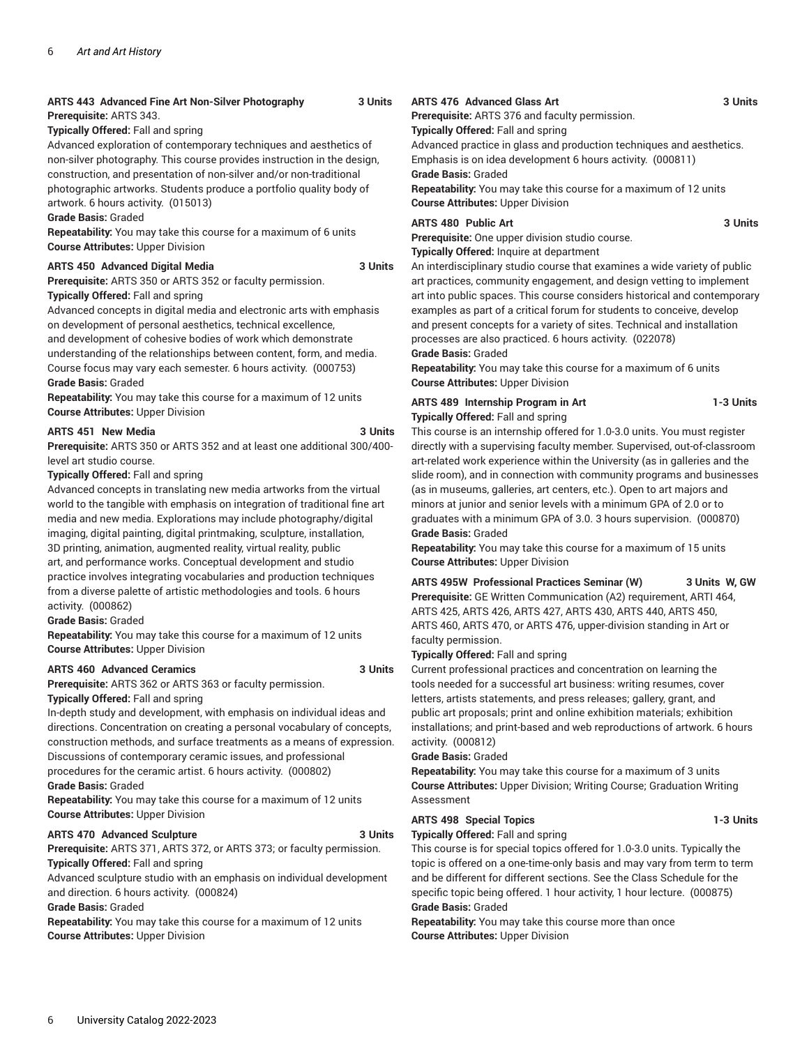**ARTS 443 Advanced Fine Art Non-Silver Photography 3 Units**
**Prerequisite:** ARTS 343.
**Typically Offered:** Fall and spring
Advanced exploration of contemporary techniques and aesthetics of non-silver photography. This course provides instruction in the design, construction, and presentation of non-silver and/or non-traditional photographic artworks. Students produce a portfolio quality body of artwork. 6 hours activity. (015013)
**Grade Basis:** Graded
**Repeatability:** You may take this course for a maximum of 6 units
**Course Attributes:** Upper Division

**ARTS 450 Advanced Digital Media 3 Units**
**Prerequisite:** ARTS 350 or ARTS 352 or faculty permission.
**Typically Offered:** Fall and spring
Advanced concepts in digital media and electronic arts with emphasis on development of personal aesthetics, technical excellence, and development of cohesive bodies of work which demonstrate understanding of the relationships between content, form, and media. Course focus may vary each semester. 6 hours activity. (000753)
**Grade Basis:** Graded
**Repeatability:** You may take this course for a maximum of 12 units
**Course Attributes:** Upper Division

**ARTS 451 New Media 3 Units**
**Prerequisite:** ARTS 350 or ARTS 352 and at least one additional 300/400-level art studio course.
**Typically Offered:** Fall and spring
Advanced concepts in translating new media artworks from the virtual world to the tangible with emphasis on integration of traditional fine art media and new media. Explorations may include photography/digital imaging, digital painting, digital printmaking, sculpture, installation, 3D printing, animation, augmented reality, virtual reality, public art, and performance works. Conceptual development and studio practice involves integrating vocabularies and production techniques from a diverse palette of artistic methodologies and tools. 6 hours activity. (000862)
**Grade Basis:** Graded
**Repeatability:** You may take this course for a maximum of 12 units
**Course Attributes:** Upper Division

**ARTS 460 Advanced Ceramics 3 Units**
**Prerequisite:** ARTS 362 or ARTS 363 or faculty permission.
**Typically Offered:** Fall and spring
In-depth study and development, with emphasis on individual ideas and directions. Concentration on creating a personal vocabulary of concepts, construction methods, and surface treatments as a means of expression. Discussions of contemporary ceramic issues, and professional procedures for the ceramic artist. 6 hours activity. (000802)
**Grade Basis:** Graded
**Repeatability:** You may take this course for a maximum of 12 units
**Course Attributes:** Upper Division

**ARTS 470 Advanced Sculpture 3 Units**
**Prerequisite:** ARTS 371, ARTS 372, or ARTS 373; or faculty permission.
**Typically Offered:** Fall and spring
Advanced sculpture studio with an emphasis on individual development and direction. 6 hours activity. (000824)
**Grade Basis:** Graded
**Repeatability:** You may take this course for a maximum of 12 units
**Course Attributes:** Upper Division

**ARTS 476 Advanced Glass Art 3 Units**
**Prerequisite:** ARTS 376 and faculty permission.
**Typically Offered:** Fall and spring
Advanced practice in glass and production techniques and aesthetics. Emphasis is on idea development 6 hours activity. (000811)
**Grade Basis:** Graded
**Repeatability:** You may take this course for a maximum of 12 units
**Course Attributes:** Upper Division

**ARTS 480 Public Art 3 Units**
**Prerequisite:** One upper division studio course.
**Typically Offered:** Inquire at department
An interdisciplinary studio course that examines a wide variety of public art practices, community engagement, and design vetting to implement art into public spaces. This course considers historical and contemporary examples as part of a critical forum for students to conceive, develop and present concepts for a variety of sites. Technical and installation processes are also practiced. 6 hours activity. (022078)
**Grade Basis:** Graded
**Repeatability:** You may take this course for a maximum of 6 units
**Course Attributes:** Upper Division

**ARTS 489 Internship Program in Art 1-3 Units**
**Typically Offered:** Fall and spring
This course is an internship offered for 1.0-3.0 units. You must register directly with a supervising faculty member. Supervised, out-of-classroom art-related work experience within the University (as in galleries and the slide room), and in connection with community programs and businesses (as in museums, galleries, art centers, etc.). Open to art majors and minors at junior and senior levels with a minimum GPA of 2.0 or to graduates with a minimum GPA of 3.0. 3 hours supervision. (000870)
**Grade Basis:** Graded
**Repeatability:** You may take this course for a maximum of 15 units
**Course Attributes:** Upper Division

**ARTS 495W Professional Practices Seminar (W) 3 Units W, GW**
**Prerequisite:** GE Written Communication (A2) requirement, ARTI 464, ARTS 425, ARTS 426, ARTS 427, ARTS 430, ARTS 440, ARTS 450, ARTS 460, ARTS 470, or ARTS 476, upper-division standing in Art or faculty permission.
**Typically Offered:** Fall and spring
Current professional practices and concentration on learning the tools needed for a successful art business: writing resumes, cover letters, artists statements, and press releases; gallery, grant, and public art proposals; print and online exhibition materials; exhibition installations; and print-based and web reproductions of artwork. 6 hours activity. (000812)
**Grade Basis:** Graded
**Repeatability:** You may take this course for a maximum of 3 units
**Course Attributes:** Upper Division; Writing Course; Graduation Writing Assessment

**ARTS 498 Special Topics 1-3 Units**
**Typically Offered:** Fall and spring
This course is for special topics offered for 1.0-3.0 units. Typically the topic is offered on a one-time-only basis and may vary from term to term and be different for different sections. See the Class Schedule for the specific topic being offered. 1 hour activity, 1 hour lecture. (000875)
**Grade Basis:** Graded
**Repeatability:** You may take this course more than once
**Course Attributes:** Upper Division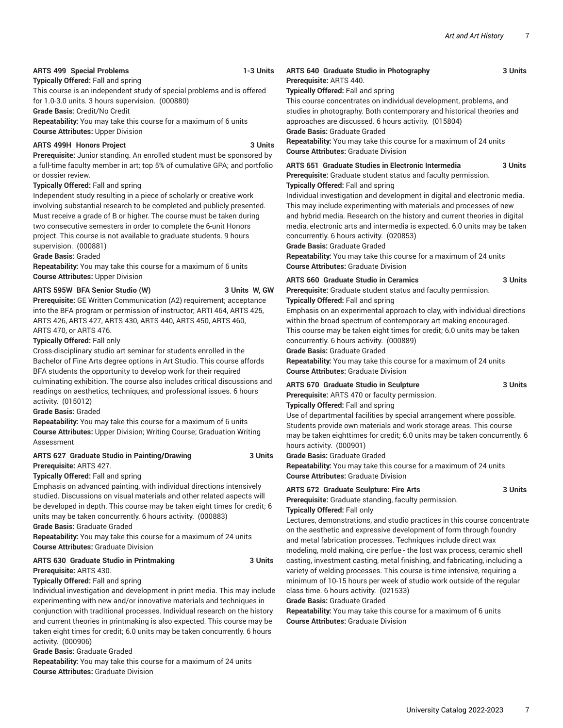**ARTS 499 Special Problems 1-3 Units**

**Typically Offered:** Fall and spring

This course is an independent study of special problems and is offered for 1.0-3.0 units. 3 hours supervision. (000880)

**Grade Basis:** Credit/No Credit

**Repeatability:** You may take this course for a maximum of 6 units

**Course Attributes:** Upper Division

**ARTS 499H Honors Project 3 Units**

**Prerequisite:** Junior standing. An enrolled student must be sponsored by a full-time faculty member in art; top 5% of cumulative GPA; and portfolio or dossier review.

**Typically Offered:** Fall and spring

Independent study resulting in a piece of scholarly or creative work involving substantial research to be completed and publicly presented. Must receive a grade of B or higher. The course must be taken during two consecutive semesters in order to complete the 6-unit Honors project. This course is not available to graduate students. 9 hours supervision. (000881)

**Grade Basis:** Graded

**Repeatability:** You may take this course for a maximum of 6 units

**Course Attributes:** Upper Division

**ARTS 595W BFA Senior Studio (W) 3 Units W, GW**

**Prerequisite:** GE Written Communication (A2) requirement; acceptance into the BFA program or permission of instructor; ARTI 464, ARTS 425, ARTS 426, ARTS 427, ARTS 430, ARTS 440, ARTS 450, ARTS 460, ARTS 470, or ARTS 476.

**Typically Offered:** Fall only

Cross-disciplinary studio art seminar for students enrolled in the Bachelor of Fine Arts degree options in Art Studio. This course affords BFA students the opportunity to develop work for their required culminating exhibition. The course also includes critical discussions and readings on aesthetics, techniques, and professional issues. 6 hours activity. (015012)

**Grade Basis:** Graded

**Repeatability:** You may take this course for a maximum of 6 units

**Course Attributes:** Upper Division; Writing Course; Graduation Writing Assessment

**ARTS 627 Graduate Studio in Painting/Drawing 3 Units**

**Prerequisite:** ARTS 427.

**Typically Offered:** Fall and spring

Emphasis on advanced painting, with individual directions intensively studied. Discussions on visual materials and other related aspects will be developed in depth. This course may be taken eight times for credit; 6 units may be taken concurrently. 6 hours activity. (000883)

**Grade Basis:** Graduate Graded

**Repeatability:** You may take this course for a maximum of 24 units

**Course Attributes:** Graduate Division

**ARTS 630 Graduate Studio in Printmaking 3 Units**

**Prerequisite:** ARTS 430.

**Typically Offered:** Fall and spring

Individual investigation and development in print media. This may include experimenting with new and/or innovative materials and techniques in conjunction with traditional processes. Individual research on the history and current theories in printmaking is also expected. This course may be taken eight times for credit; 6.0 units may be taken concurrently. 6 hours activity. (000906)

**Grade Basis:** Graduate Graded

**Repeatability:** You may take this course for a maximum of 24 units

**Course Attributes:** Graduate Division

**ARTS 640 Graduate Studio in Photography 3 Units**

**Prerequisite:** ARTS 440.

**Typically Offered:** Fall and spring

This course concentrates on individual development, problems, and studies in photography. Both contemporary and historical theories and approaches are discussed. 6 hours activity. (015804)

**Grade Basis:** Graduate Graded

**Repeatability:** You may take this course for a maximum of 24 units

**Course Attributes:** Graduate Division

**ARTS 651 Graduate Studies in Electronic Intermedia 3 Units**

**Prerequisite:** Graduate student status and faculty permission.

**Typically Offered:** Fall and spring

Individual investigation and development in digital and electronic media. This may include experimenting with materials and processes of new and hybrid media. Research on the history and current theories in digital media, electronic arts and intermedia is expected. 6.0 units may be taken concurrently. 6 hours activity. (020853)

**Grade Basis:** Graduate Graded

**Repeatability:** You may take this course for a maximum of 24 units

**Course Attributes:** Graduate Division

**ARTS 660 Graduate Studio in Ceramics 3 Units**

**Prerequisite:** Graduate student status and faculty permission.

**Typically Offered:** Fall and spring

Emphasis on an experimental approach to clay, with individual directions within the broad spectrum of contemporary art making encouraged. This course may be taken eight times for credit; 6.0 units may be taken concurrently. 6 hours activity. (000889)

**Grade Basis:** Graduate Graded

**Repeatability:** You may take this course for a maximum of 24 units

**Course Attributes:** Graduate Division

**ARTS 670 Graduate Studio in Sculpture 3 Units**

**Prerequisite:** ARTS 470 or faculty permission.

**Typically Offered:** Fall and spring

Use of departmental facilities by special arrangement where possible. Students provide own materials and work storage areas. This course may be taken eighttimes for credit; 6.0 units may be taken concurrently. 6 hours activity. (000901)

**Grade Basis:** Graduate Graded

**Repeatability:** You may take this course for a maximum of 24 units

**Course Attributes:** Graduate Division

**ARTS 672 Graduate Sculpture: Fire Arts 3 Units**

**Prerequisite:** Graduate standing, faculty permission.

**Typically Offered:** Fall only

Lectures, demonstrations, and studio practices in this course concentrate on the aesthetic and expressive development of form through foundry and metal fabrication processes. Techniques include direct wax modeling, mold making, cire perfue - the lost wax process, ceramic shell casting, investment casting, metal finishing, and fabricating, including a variety of welding processes. This course is time intensive, requiring a minimum of 10-15 hours per week of studio work outside of the regular class time. 6 hours activity. (021533)

**Grade Basis:** Graduate Graded

**Repeatability:** You may take this course for a maximum of 6 units

**Course Attributes:** Graduate Division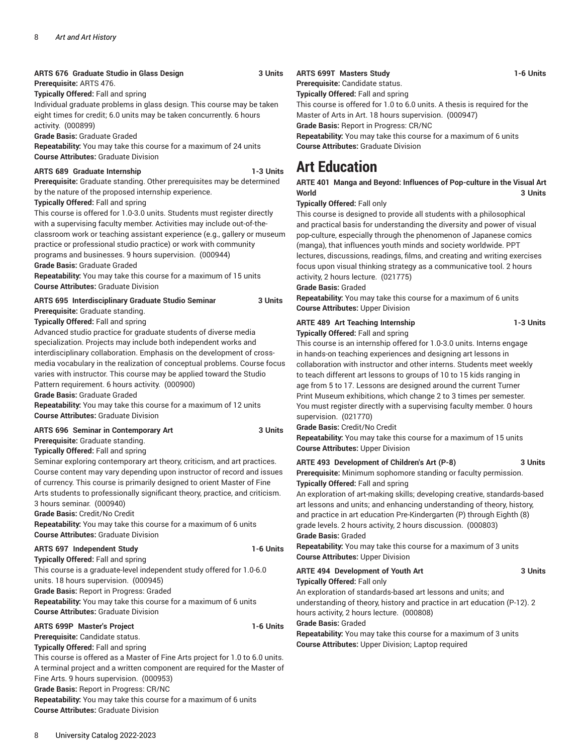**ARTS 676 Graduate Studio in Glass Design 3 Units**

**Prerequisite:** ARTS 476.

**Typically Offered:** Fall and spring

Individual graduate problems in glass design. This course may be taken eight times for credit; 6.0 units may be taken concurrently. 6 hours activity. (000899)

**Grade Basis:** Graduate Graded

**Repeatability:** You may take this course for a maximum of 24 units

**Course Attributes:** Graduate Division

**ARTS 689 Graduate Internship 1-3 Units**

**Prerequisite:** Graduate standing. Other prerequisites may be determined by the nature of the proposed internship experience.

**Typically Offered:** Fall and spring

This course is offered for 1.0-3.0 units. Students must register directly with a supervising faculty member. Activities may include out-of-the-classroom work or teaching assistant experience (e.g., gallery or museum practice or professional studio practice) or work with community programs and businesses. 9 hours supervision. (000944)

**Grade Basis:** Graduate Graded

**Repeatability:** You may take this course for a maximum of 15 units

**Course Attributes:** Graduate Division

**ARTS 695 Interdisciplinary Graduate Studio Seminar 3 Units**

**Prerequisite:** Graduate standing.

**Typically Offered:** Fall and spring

Advanced studio practice for graduate students of diverse media specialization. Projects may include both independent works and interdisciplinary collaboration. Emphasis on the development of cross-media vocabulary in the realization of conceptual problems. Course focus varies with instructor. This course may be applied toward the Studio Pattern requirement. 6 hours activity. (000900)

**Grade Basis:** Graduate Graded

**Repeatability:** You may take this course for a maximum of 12 units

**Course Attributes:** Graduate Division

**ARTS 696 Seminar in Contemporary Art 3 Units**

**Prerequisite:** Graduate standing.

**Typically Offered:** Fall and spring

Seminar exploring contemporary art theory, criticism, and art practices. Course content may vary depending upon instructor of record and issues of currency. This course is primarily designed to orient Master of Fine Arts students to professionally significant theory, practice, and criticism. 3 hours seminar. (000940)

**Grade Basis:** Credit/No Credit

**Repeatability:** You may take this course for a maximum of 6 units

**Course Attributes:** Graduate Division

**ARTS 697 Independent Study 1-6 Units**

**Typically Offered:** Fall and spring

This course is a graduate-level independent study offered for 1.0-6.0 units. 18 hours supervision. (000945)

**Grade Basis:** Report in Progress: Graded

**Repeatability:** You may take this course for a maximum of 6 units

**Course Attributes:** Graduate Division

**ARTS 699P Master's Project 1-6 Units**

**Prerequisite:** Candidate status.

**Typically Offered:** Fall and spring

This course is offered as a Master of Fine Arts project for 1.0 to 6.0 units. A terminal project and a written component are required for the Master of Fine Arts. 9 hours supervision. (000953)

**Grade Basis:** Report in Progress: CR/NC

**Repeatability:** You may take this course for a maximum of 6 units

**Course Attributes:** Graduate Division

**ARTS 699T Masters Study 1-6 Units**

**Prerequisite:** Candidate status.

**Typically Offered:** Fall and spring

This course is offered for 1.0 to 6.0 units. A thesis is required for the Master of Arts in Art. 18 hours supervision. (000947)

**Grade Basis:** Report in Progress: CR/NC

**Repeatability:** You may take this course for a maximum of 6 units

**Course Attributes:** Graduate Division

# Art Education

**ARTE 401 Manga and Beyond: Influences of Pop-culture in the Visual Art World 3 Units**

**Typically Offered:** Fall only

This course is designed to provide all students with a philosophical and practical basis for understanding the diversity and power of visual pop-culture, especially through the phenomenon of Japanese comics (manga), that influences youth minds and society worldwide. PPT lectures, discussions, readings, films, and creating and writing exercises focus upon visual thinking strategy as a communicative tool. 2 hours activity, 2 hours lecture. (021775)

**Grade Basis:** Graded

**Repeatability:** You may take this course for a maximum of 6 units

**Course Attributes:** Upper Division

**ARTE 489 Art Teaching Internship 1-3 Units**

**Typically Offered:** Fall and spring

This course is an internship offered for 1.0-3.0 units. Interns engage in hands-on teaching experiences and designing art lessons in collaboration with instructor and other interns. Students meet weekly to teach different art lessons to groups of 10 to 15 kids ranging in age from 5 to 17. Lessons are designed around the current Turner Print Museum exhibitions, which change 2 to 3 times per semester. You must register directly with a supervising faculty member. 0 hours supervision. (021770)

**Grade Basis:** Credit/No Credit

**Repeatability:** You may take this course for a maximum of 15 units

**Course Attributes:** Upper Division

**ARTE 493 Development of Children's Art (P-8) 3 Units**

**Prerequisite:** Minimum sophomore standing or faculty permission.

**Typically Offered:** Fall and spring

An exploration of art-making skills; developing creative, standards-based art lessons and units; and enhancing understanding of theory, history, and practice in art education Pre-Kindergarten (P) through Eighth (8) grade levels. 2 hours activity, 2 hours discussion. (000803)

**Grade Basis:** Graded

**Repeatability:** You may take this course for a maximum of 3 units

**Course Attributes:** Upper Division

**ARTE 494 Development of Youth Art 3 Units**

**Typically Offered:** Fall only

An exploration of standards-based art lessons and units; and understanding of theory, history and practice in art education (P-12). 2 hours activity, 2 hours lecture. (000808)

**Grade Basis:** Graded

**Repeatability:** You may take this course for a maximum of 3 units

**Course Attributes:** Upper Division; Laptop required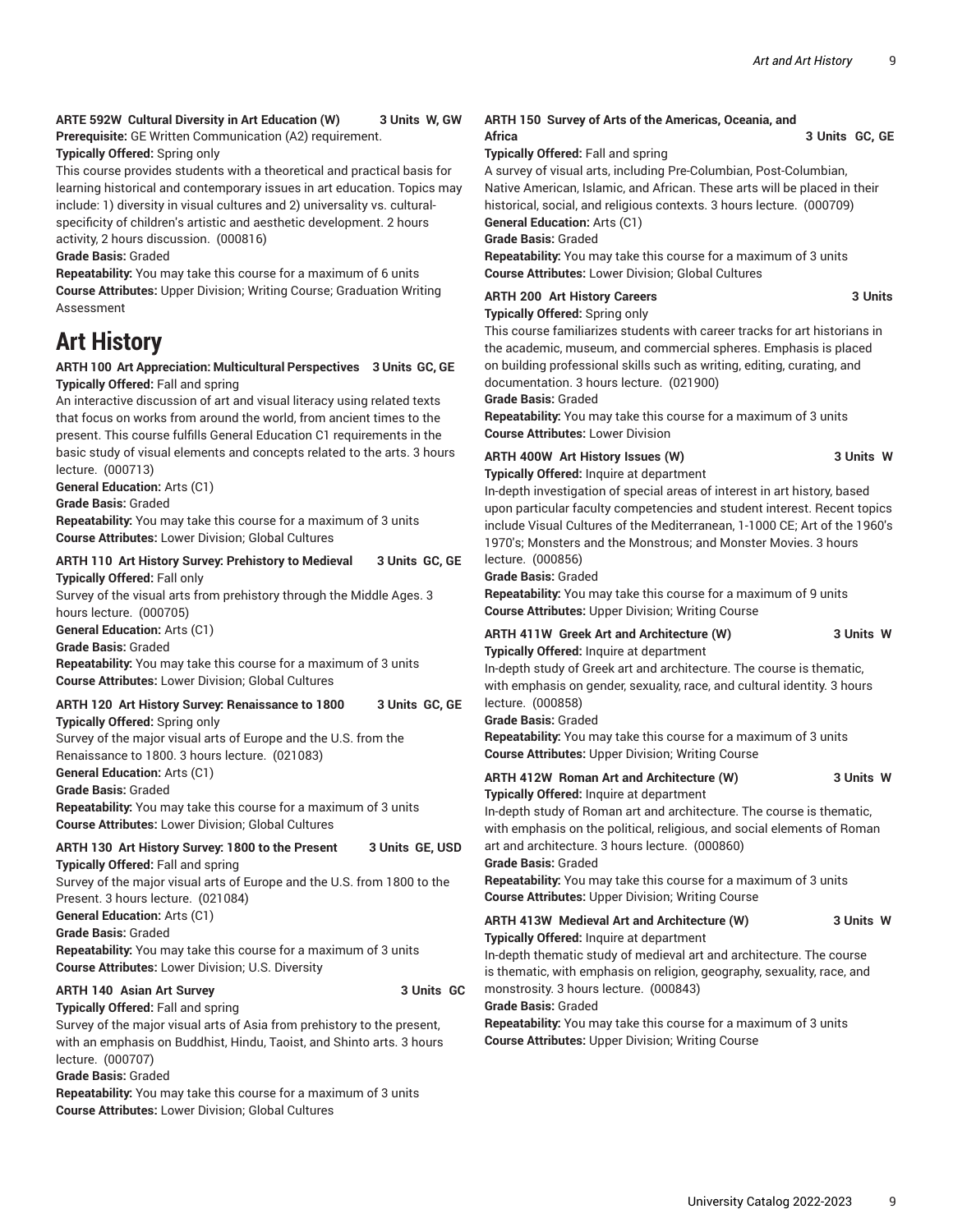**ARTE 592W Cultural Diversity in Art Education (W) 3 Units W, GW**

**Prerequisite:** GE Written Communication (A2) requirement.

**Typically Offered:** Spring only

This course provides students with a theoretical and practical basis for learning historical and contemporary issues in art education. Topics may include: 1) diversity in visual cultures and 2) universality vs. cultural-specificity of children's artistic and aesthetic development. 2 hours activity, 2 hours discussion. (000816)

**Grade Basis:** Graded

**Repeatability:** You may take this course for a maximum of 6 units

**Course Attributes:** Upper Division; Writing Course; Graduation Writing Assessment

# Art History

**ARTH 100 Art Appreciation: Multicultural Perspectives 3 Units GC, GE**

**Typically Offered:** Fall and spring

An interactive discussion of art and visual literacy using related texts that focus on works from around the world, from ancient times to the present. This course fulfills General Education C1 requirements in the basic study of visual elements and concepts related to the arts. 3 hours lecture. (000713)

**General Education:** Arts (C1)

**Grade Basis:** Graded

**Repeatability:** You may take this course for a maximum of 3 units

**Course Attributes:** Lower Division; Global Cultures

**ARTH 110 Art History Survey: Prehistory to Medieval 3 Units GC, GE**

**Typically Offered:** Fall only

Survey of the visual arts from prehistory through the Middle Ages. 3 hours lecture. (000705)

**General Education:** Arts (C1)

**Grade Basis:** Graded

**Repeatability:** You may take this course for a maximum of 3 units

**Course Attributes:** Lower Division; Global Cultures

**ARTH 120 Art History Survey: Renaissance to 1800 3 Units GC, GE**

**Typically Offered:** Spring only

Survey of the major visual arts of Europe and the U.S. from the Renaissance to 1800. 3 hours lecture. (021083)

**General Education:** Arts (C1)

**Grade Basis:** Graded

**Repeatability:** You may take this course for a maximum of 3 units

**Course Attributes:** Lower Division; Global Cultures

**ARTH 130 Art History Survey: 1800 to the Present 3 Units GE, USD**

**Typically Offered:** Fall and spring

Survey of the major visual arts of Europe and the U.S. from 1800 to the Present. 3 hours lecture. (021084)

**General Education:** Arts (C1)

**Grade Basis:** Graded

**Repeatability:** You may take this course for a maximum of 3 units

**Course Attributes:** Lower Division; U.S. Diversity

**ARTH 140 Asian Art Survey 3 Units GC**

**Typically Offered:** Fall and spring

Survey of the major visual arts of Asia from prehistory to the present, with an emphasis on Buddhist, Hindu, Taoist, and Shinto arts. 3 hours lecture. (000707)

**Grade Basis:** Graded

**Repeatability:** You may take this course for a maximum of 3 units

**Course Attributes:** Lower Division; Global Cultures

**ARTH 150 Survey of Arts of the Americas, Oceania, and Africa 3 Units GC, GE**

**Typically Offered:** Fall and spring

A survey of visual arts, including Pre-Columbian, Post-Columbian, Native American, Islamic, and African. These arts will be placed in their historical, social, and religious contexts. 3 hours lecture. (000709)

**General Education:** Arts (C1)

**Grade Basis:** Graded

**Repeatability:** You may take this course for a maximum of 3 units

**Course Attributes:** Lower Division; Global Cultures

**ARTH 200 Art History Careers 3 Units**

**Typically Offered:** Spring only

This course familiarizes students with career tracks for art historians in the academic, museum, and commercial spheres. Emphasis is placed on building professional skills such as writing, editing, curating, and documentation. 3 hours lecture. (021900)

**Grade Basis:** Graded

**Repeatability:** You may take this course for a maximum of 3 units

**Course Attributes:** Lower Division

**ARTH 400W Art History Issues (W) 3 Units W**

**Typically Offered:** Inquire at department

In-depth investigation of special areas of interest in art history, based upon particular faculty competencies and student interest. Recent topics include Visual Cultures of the Mediterranean, 1-1000 CE; Art of the 1960's 1970's; Monsters and the Monstrous; and Monster Movies. 3 hours lecture. (000856)

**Grade Basis:** Graded

**Repeatability:** You may take this course for a maximum of 9 units

**Course Attributes:** Upper Division; Writing Course

**ARTH 411W Greek Art and Architecture (W) 3 Units W**

**Typically Offered:** Inquire at department

In-depth study of Greek art and architecture. The course is thematic, with emphasis on gender, sexuality, race, and cultural identity. 3 hours lecture. (000858)

**Grade Basis:** Graded

**Repeatability:** You may take this course for a maximum of 3 units

**Course Attributes:** Upper Division; Writing Course

**ARTH 412W Roman Art and Architecture (W) 3 Units W**

**Typically Offered:** Inquire at department

In-depth study of Roman art and architecture. The course is thematic, with emphasis on the political, religious, and social elements of Roman art and architecture. 3 hours lecture. (000860)

**Grade Basis:** Graded

**Repeatability:** You may take this course for a maximum of 3 units

**Course Attributes:** Upper Division; Writing Course

**ARTH 413W Medieval Art and Architecture (W) 3 Units W**

**Typically Offered:** Inquire at department

In-depth thematic study of medieval art and architecture. The course is thematic, with emphasis on religion, geography, sexuality, race, and monstrosity. 3 hours lecture. (000843)

**Grade Basis:** Graded

**Repeatability:** You may take this course for a maximum of 3 units

**Course Attributes:** Upper Division; Writing Course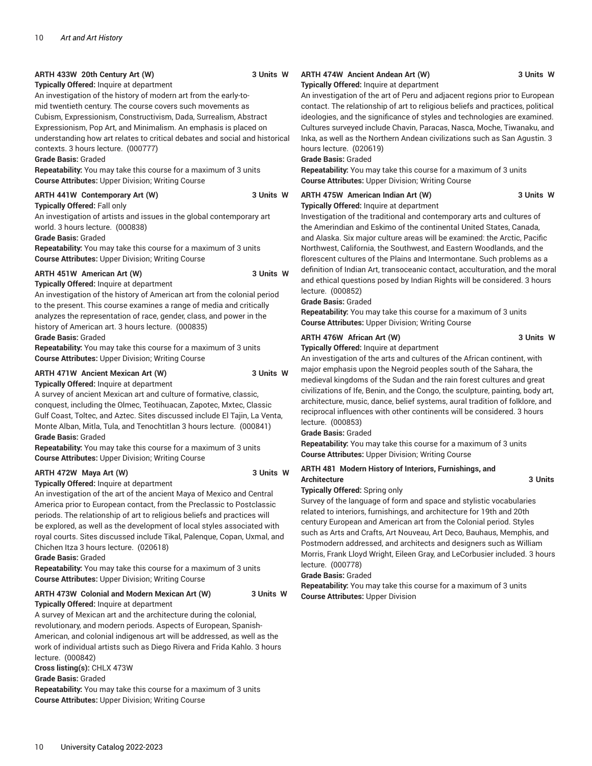### ARTH 433W 20th Century Art (W) — 3 Units W

**Typically Offered:** Inquire at department

An investigation of the history of modern art from the early-to-mid twentieth century. The course covers such movements as Cubism, Expressionism, Constructivism, Dada, Surrealism, Abstract Expressionism, Pop Art, and Minimalism. An emphasis is placed on understanding how art relates to critical debates and social and historical contexts. 3 hours lecture. (000777)

**Grade Basis:** Graded

**Repeatability:** You may take this course for a maximum of 3 units

**Course Attributes:** Upper Division; Writing Course

### ARTH 441W Contemporary Art (W) — 3 Units W

**Typically Offered:** Fall only

An investigation of artists and issues in the global contemporary art world. 3 hours lecture. (000838)

**Grade Basis:** Graded

**Repeatability:** You may take this course for a maximum of 3 units

**Course Attributes:** Upper Division; Writing Course

### ARTH 451W American Art (W) — 3 Units W

**Typically Offered:** Inquire at department

An investigation of the history of American art from the colonial period to the present. This course examines a range of media and critically analyzes the representation of race, gender, class, and power in the history of American art. 3 hours lecture. (000835)

**Grade Basis:** Graded

**Repeatability:** You may take this course for a maximum of 3 units

**Course Attributes:** Upper Division; Writing Course

### ARTH 471W Ancient Mexican Art (W) — 3 Units W

**Typically Offered:** Inquire at department

A survey of ancient Mexican art and culture of formative, classic, conquest, including the Olmec, Teotihuacan, Zapotec, Mxtec, Classic Gulf Coast, Toltec, and Aztec. Sites discussed include El Tajin, La Venta, Monte Alban, Mitla, Tula, and Tenochtitlan 3 hours lecture. (000841)

**Grade Basis:** Graded

**Repeatability:** You may take this course for a maximum of 3 units

**Course Attributes:** Upper Division; Writing Course

### ARTH 472W Maya Art (W) — 3 Units W

**Typically Offered:** Inquire at department

An investigation of the art of the ancient Maya of Mexico and Central America prior to European contact, from the Preclassic to Postclassic periods. The relationship of art to religious beliefs and practices will be explored, as well as the development of local styles associated with royal courts. Sites discussed include Tikal, Palenque, Copan, Uxmal, and Chichen Itza 3 hours lecture. (020618)

**Grade Basis:** Graded

**Repeatability:** You may take this course for a maximum of 3 units

**Course Attributes:** Upper Division; Writing Course

### ARTH 473W Colonial and Modern Mexican Art (W) — 3 Units W

**Typically Offered:** Inquire at department

A survey of Mexican art and the architecture during the colonial, revolutionary, and modern periods. Aspects of European, Spanish-American, and colonial indigenous art will be addressed, as well as the work of individual artists such as Diego Rivera and Frida Kahlo. 3 hours lecture. (000842)

**Cross listing(s):** CHLX 473W

**Grade Basis:** Graded

**Repeatability:** You may take this course for a maximum of 3 units

**Course Attributes:** Upper Division; Writing Course

### ARTH 474W Ancient Andean Art (W) — 3 Units W

**Typically Offered:** Inquire at department

An investigation of the art of Peru and adjacent regions prior to European contact. The relationship of art to religious beliefs and practices, political ideologies, and the significance of styles and technologies are examined. Cultures surveyed include Chavin, Paracas, Nasca, Moche, Tiwanaku, and Inka, as well as the Northern Andean civilizations such as San Agustin. 3 hours lecture. (020619)

**Grade Basis:** Graded

**Repeatability:** You may take this course for a maximum of 3 units

**Course Attributes:** Upper Division; Writing Course

### ARTH 475W American Indian Art (W) — 3 Units W

**Typically Offered:** Inquire at department

Investigation of the traditional and contemporary arts and cultures of the Amerindian and Eskimo of the continental United States, Canada, and Alaska. Six major culture areas will be examined: the Arctic, Pacific Northwest, California, the Southwest, and Eastern Woodlands, and the florescent cultures of the Plains and Intermontane. Such problems as a definition of Indian Art, transoceanic contact, acculturation, and the moral and ethical questions posed by Indian Rights will be considered. 3 hours lecture. (000852)

**Grade Basis:** Graded

**Repeatability:** You may take this course for a maximum of 3 units

**Course Attributes:** Upper Division; Writing Course

### ARTH 476W African Art (W) — 3 Units W

**Typically Offered:** Inquire at department

An investigation of the arts and cultures of the African continent, with major emphasis upon the Negroid peoples south of the Sahara, the medieval kingdoms of the Sudan and the rain forest cultures and great civilizations of Ife, Benin, and the Congo, the sculpture, painting, body art, architecture, music, dance, belief systems, aural tradition of folklore, and reciprocal influences with other continents will be considered. 3 hours lecture. (000853)

**Grade Basis:** Graded

**Repeatability:** You may take this course for a maximum of 3 units

**Course Attributes:** Upper Division; Writing Course

### ARTH 481 Modern History of Interiors, Furnishings, and Architecture — 3 Units

**Typically Offered:** Spring only

Survey of the language of form and space and stylistic vocabularies related to interiors, furnishings, and architecture for 19th and 20th century European and American art from the Colonial period. Styles such as Arts and Crafts, Art Nouveau, Art Deco, Bauhaus, Memphis, and Postmodern addressed, and architects and designers such as William Morris, Frank Lloyd Wright, Eileen Gray, and LeCorbusier included. 3 hours lecture. (000778)

**Grade Basis:** Graded

**Repeatability:** You may take this course for a maximum of 3 units

**Course Attributes:** Upper Division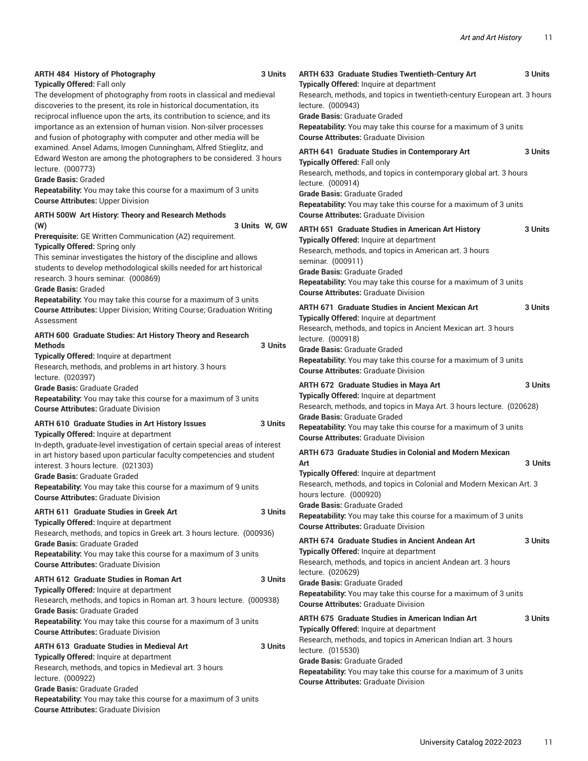**ARTH 484 History of Photography 3 Units**

**Typically Offered:** Fall only

The development of photography from roots in classical and medieval discoveries to the present, its role in historical documentation, its reciprocal influence upon the arts, its contribution to science, and its importance as an extension of human vision. Non-silver processes and fusion of photography with computer and other media will be examined. Ansel Adams, Imogen Cunningham, Alfred Stieglitz, and Edward Weston are among the photographers to be considered. 3 hours lecture. (000773)

**Grade Basis:** Graded

**Repeatability:** You may take this course for a maximum of 3 units

**Course Attributes:** Upper Division

**ARTH 500W Art History: Theory and Research Methods (W) 3 Units W, GW**

**Prerequisite:** GE Written Communication (A2) requirement.

**Typically Offered:** Spring only

This seminar investigates the history of the discipline and allows students to develop methodological skills needed for art historical research. 3 hours seminar. (000869)

**Grade Basis:** Graded

**Repeatability:** You may take this course for a maximum of 3 units

**Course Attributes:** Upper Division; Writing Course; Graduation Writing Assessment

**ARTH 600 Graduate Studies: Art History Theory and Research Methods 3 Units**

**Typically Offered:** Inquire at department

Research, methods, and problems in art history. 3 hours lecture. (020397)

**Grade Basis:** Graduate Graded

**Repeatability:** You may take this course for a maximum of 3 units

**Course Attributes:** Graduate Division

**ARTH 610 Graduate Studies in Art History Issues 3 Units**

**Typically Offered:** Inquire at department

In-depth, graduate-level investigation of certain special areas of interest in art history based upon particular faculty competencies and student interest. 3 hours lecture. (021303)

**Grade Basis:** Graduate Graded

**Repeatability:** You may take this course for a maximum of 9 units

**Course Attributes:** Graduate Division

**ARTH 611 Graduate Studies in Greek Art 3 Units**

**Typically Offered:** Inquire at department

Research, methods, and topics in Greek art. 3 hours lecture. (000936)

**Grade Basis:** Graduate Graded

**Repeatability:** You may take this course for a maximum of 3 units

**Course Attributes:** Graduate Division

**ARTH 612 Graduate Studies in Roman Art 3 Units**

**Typically Offered:** Inquire at department

Research, methods, and topics in Roman art. 3 hours lecture. (000938)

**Grade Basis:** Graduate Graded

**Repeatability:** You may take this course for a maximum of 3 units

**Course Attributes:** Graduate Division

**ARTH 613 Graduate Studies in Medieval Art 3 Units**

**Typically Offered:** Inquire at department

Research, methods, and topics in Medieval art. 3 hours lecture. (000922)

**Grade Basis:** Graduate Graded

**Repeatability:** You may take this course for a maximum of 3 units

**Course Attributes:** Graduate Division

**ARTH 633 Graduate Studies Twentieth-Century Art 3 Units**

**Typically Offered:** Inquire at department

Research, methods, and topics in twentieth-century European art. 3 hours lecture. (000943)

**Grade Basis:** Graduate Graded

**Repeatability:** You may take this course for a maximum of 3 units

**Course Attributes:** Graduate Division

**ARTH 641 Graduate Studies in Contemporary Art 3 Units**

**Typically Offered:** Fall only

Research, methods, and topics in contemporary global art. 3 hours lecture. (000914)

**Grade Basis:** Graduate Graded

**Repeatability:** You may take this course for a maximum of 3 units

**Course Attributes:** Graduate Division

**ARTH 651 Graduate Studies in American Art History 3 Units**

**Typically Offered:** Inquire at department

Research, methods, and topics in American art. 3 hours seminar. (000911)

**Grade Basis:** Graduate Graded

**Repeatability:** You may take this course for a maximum of 3 units

**Course Attributes:** Graduate Division

**ARTH 671 Graduate Studies in Ancient Mexican Art 3 Units**

**Typically Offered:** Inquire at department

Research, methods, and topics in Ancient Mexican art. 3 hours lecture. (000918)

**Grade Basis:** Graduate Graded

**Repeatability:** You may take this course for a maximum of 3 units

**Course Attributes:** Graduate Division

**ARTH 672 Graduate Studies in Maya Art 3 Units**

**Typically Offered:** Inquire at department

Research, methods, and topics in Maya Art. 3 hours lecture. (020628)

**Grade Basis:** Graduate Graded

**Repeatability:** You may take this course for a maximum of 3 units

**Course Attributes:** Graduate Division

**ARTH 673 Graduate Studies in Colonial and Modern Mexican Art 3 Units**

**Typically Offered:** Inquire at department

Research, methods, and topics in Colonial and Modern Mexican Art. 3 hours lecture. (000920)

**Grade Basis:** Graduate Graded

**Repeatability:** You may take this course for a maximum of 3 units

**Course Attributes:** Graduate Division

**ARTH 674 Graduate Studies in Ancient Andean Art 3 Units**

**Typically Offered:** Inquire at department

Research, methods, and topics in ancient Andean art. 3 hours lecture. (020629)

**Grade Basis:** Graduate Graded

**Repeatability:** You may take this course for a maximum of 3 units

**Course Attributes:** Graduate Division

**ARTH 675 Graduate Studies in American Indian Art 3 Units**

**Typically Offered:** Inquire at department

Research, methods, and topics in American Indian art. 3 hours lecture. (015530)

**Grade Basis:** Graduate Graded

**Repeatability:** You may take this course for a maximum of 3 units

**Course Attributes:** Graduate Division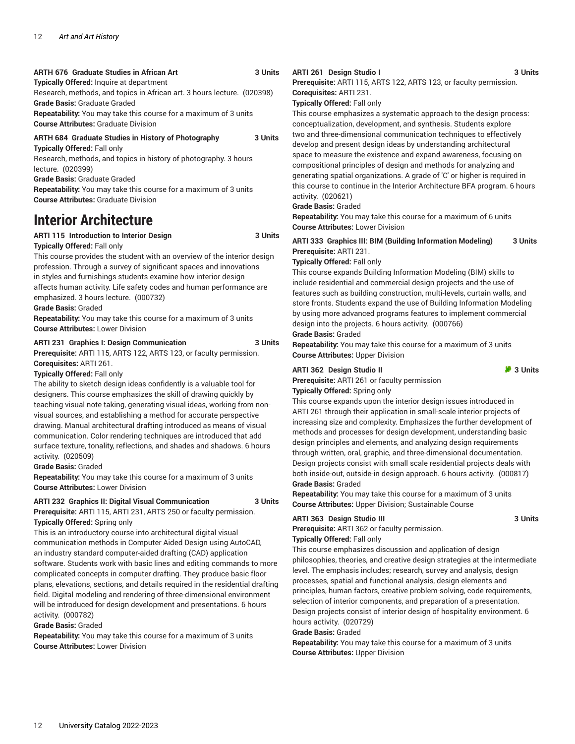**ARTH 676 Graduate Studies in African Art 3 Units**

**Typically Offered:** Inquire at department

Research, methods, and topics in African art. 3 hours lecture. (020398)

**Grade Basis:** Graduate Graded

**Repeatability:** You may take this course for a maximum of 3 units

**Course Attributes:** Graduate Division

**ARTH 684 Graduate Studies in History of Photography 3 Units**

**Typically Offered:** Fall only

Research, methods, and topics in history of photography. 3 hours lecture. (020399)

**Grade Basis:** Graduate Graded

**Repeatability:** You may take this course for a maximum of 3 units

**Course Attributes:** Graduate Division

# Interior Architecture

**ARTI 115 Introduction to Interior Design 3 Units**

**Typically Offered:** Fall only

This course provides the student with an overview of the interior design profession. Through a survey of significant spaces and innovations in styles and furnishings students examine how interior design affects human activity. Life safety codes and human performance are emphasized. 3 hours lecture. (000732)

**Grade Basis:** Graded

**Repeatability:** You may take this course for a maximum of 3 units

**Course Attributes:** Lower Division

**ARTI 231 Graphics I: Design Communication 3 Units**

**Prerequisite:** ARTI 115, ARTS 122, ARTS 123, or faculty permission.

**Corequisites:** ARTI 261.

**Typically Offered:** Fall only

The ability to sketch design ideas confidently is a valuable tool for designers. This course emphasizes the skill of drawing quickly by teaching visual note taking, generating visual ideas, working from non-visual sources, and establishing a method for accurate perspective drawing. Manual architectural drafting introduced as means of visual communication. Color rendering techniques are introduced that add surface texture, tonality, reflections, and shades and shadows. 6 hours activity. (020509)

**Grade Basis:** Graded

**Repeatability:** You may take this course for a maximum of 3 units

**Course Attributes:** Lower Division

**ARTI 232 Graphics II: Digital Visual Communication 3 Units**

**Prerequisite:** ARTI 115, ARTI 231, ARTS 250 or faculty permission.

**Typically Offered:** Spring only

This is an introductory course into architectural digital visual communication methods in Computer Aided Design using AutoCAD, an industry standard computer-aided drafting (CAD) application software. Students work with basic lines and editing commands to more complicated concepts in computer drafting. They produce basic floor plans, elevations, sections, and details required in the residential drafting field. Digital modeling and rendering of three-dimensional environment will be introduced for design development and presentations. 6 hours activity. (000782)

**Grade Basis:** Graded

**Repeatability:** You may take this course for a maximum of 3 units

**Course Attributes:** Lower Division

**ARTI 261 Design Studio I 3 Units**

**Prerequisite:** ARTI 115, ARTS 122, ARTS 123, or faculty permission.

**Corequisites:** ARTI 231.

**Typically Offered:** Fall only

This course emphasizes a systematic approach to the design process: conceptualization, development, and synthesis. Students explore two and three-dimensional communication techniques to effectively develop and present design ideas by understanding architectural space to measure the existence and expand awareness, focusing on compositional principles of design and methods for analyzing and generating spatial organizations. A grade of 'C' or higher is required in this course to continue in the Interior Architecture BFA program. 6 hours activity. (020621)

**Grade Basis:** Graded

**Repeatability:** You may take this course for a maximum of 6 units

**Course Attributes:** Lower Division

**ARTI 333 Graphics III: BIM (Building Information Modeling) 3 Units**

**Prerequisite:** ARTI 231.

**Typically Offered:** Fall only

This course expands Building Information Modeling (BIM) skills to include residential and commercial design projects and the use of features such as building construction, multi-levels, curtain walls, and store fronts. Students expand the use of Building Information Modeling by using more advanced programs features to implement commercial design into the projects. 6 hours activity. (000766)

**Grade Basis:** Graded

**Repeatability:** You may take this course for a maximum of 3 units

**Course Attributes:** Upper Division

**ARTI 362 Design Studio II 3 Units**

**Prerequisite:** ARTI 261 or faculty permission

**Typically Offered:** Spring only

This course expands upon the interior design issues introduced in ARTI 261 through their application in small-scale interior projects of increasing size and complexity. Emphasizes the further development of methods and processes for design development, understanding basic design principles and elements, and analyzing design requirements through written, oral, graphic, and three-dimensional documentation. Design projects consist with small scale residential projects deals with both inside-out, outside-in design approach. 6 hours activity. (000817)

**Grade Basis:** Graded

**Repeatability:** You may take this course for a maximum of 3 units

**Course Attributes:** Upper Division; Sustainable Course

**ARTI 363 Design Studio III 3 Units**

**Prerequisite:** ARTI 362 or faculty permission.

**Typically Offered:** Fall only

This course emphasizes discussion and application of design philosophies, theories, and creative design strategies at the intermediate level. The emphasis includes; research, survey and analysis, design processes, spatial and functional analysis, design elements and principles, human factors, creative problem-solving, code requirements, selection of interior components, and preparation of a presentation. Design projects consist of interior design of hospitality environment. 6 hours activity. (020729)

**Grade Basis:** Graded

**Repeatability:** You may take this course for a maximum of 3 units

**Course Attributes:** Upper Division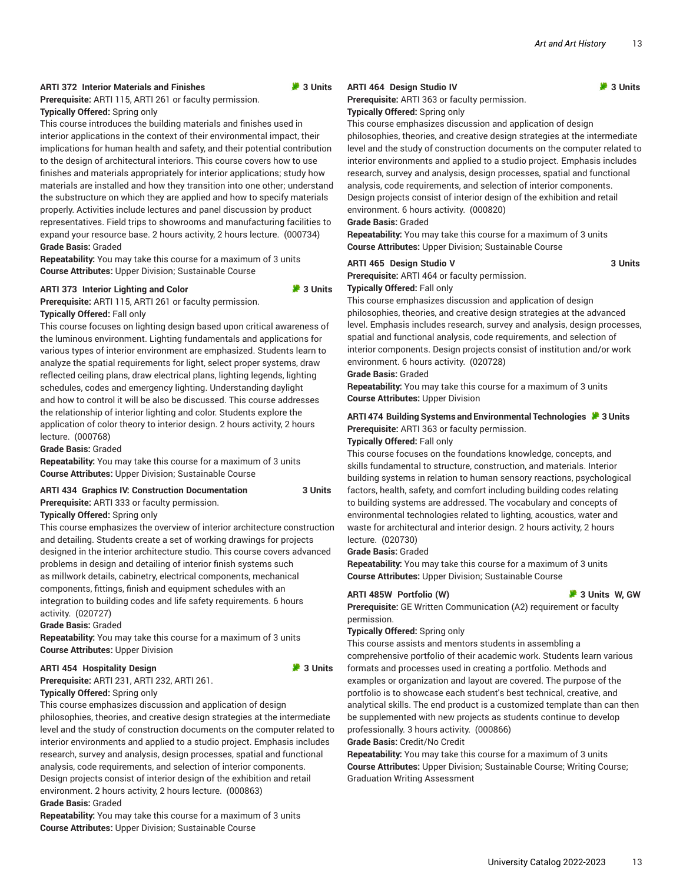### ARTI 372 Interior Materials and Finishes — 3 Units

**Prerequisite:** ARTI 115, ARTI 261 or faculty permission.

**Typically Offered:** Spring only

This course introduces the building materials and finishes used in interior applications in the context of their environmental impact, their implications for human health and safety, and their potential contribution to the design of architectural interiors. This course covers how to use finishes and materials appropriately for interior applications; study how materials are installed and how they transition into one other; understand the substructure on which they are applied and how to specify materials properly. Activities include lectures and panel discussion by product representatives. Field trips to showrooms and manufacturing facilities to expand your resource base. 2 hours activity, 2 hours lecture. (000734)

**Grade Basis:** Graded

**Repeatability:** You may take this course for a maximum of 3 units

**Course Attributes:** Upper Division; Sustainable Course

### ARTI 373 Interior Lighting and Color — 3 Units

**Prerequisite:** ARTI 115, ARTI 261 or faculty permission.

**Typically Offered:** Fall only

This course focuses on lighting design based upon critical awareness of the luminous environment. Lighting fundamentals and applications for various types of interior environment are emphasized. Students learn to analyze the spatial requirements for light, select proper systems, draw reflected ceiling plans, draw electrical plans, lighting legends, lighting schedules, codes and emergency lighting. Understanding daylight and how to control it will be also be discussed. This course addresses the relationship of interior lighting and color. Students explore the application of color theory to interior design. 2 hours activity, 2 hours lecture. (000768)

**Grade Basis:** Graded

**Repeatability:** You may take this course for a maximum of 3 units

**Course Attributes:** Upper Division; Sustainable Course

### ARTI 434 Graphics IV: Construction Documentation — 3 Units

**Prerequisite:** ARTI 333 or faculty permission.

**Typically Offered:** Spring only

This course emphasizes the overview of interior architecture construction and detailing. Students create a set of working drawings for projects designed in the interior architecture studio. This course covers advanced problems in design and detailing of interior finish systems such as millwork details, cabinetry, electrical components, mechanical components, fittings, finish and equipment schedules with an integration to building codes and life safety requirements. 6 hours activity. (020727)

**Grade Basis:** Graded

**Repeatability:** You may take this course for a maximum of 3 units

**Course Attributes:** Upper Division

### ARTI 454 Hospitality Design — 3 Units

**Prerequisite:** ARTI 231, ARTI 232, ARTI 261.

**Typically Offered:** Spring only

This course emphasizes discussion and application of design philosophies, theories, and creative design strategies at the intermediate level and the study of construction documents on the computer related to interior environments and applied to a studio project. Emphasis includes research, survey and analysis, design processes, spatial and functional analysis, code requirements, and selection of interior components. Design projects consist of interior design of the exhibition and retail environment. 2 hours activity, 2 hours lecture. (000863)

**Grade Basis:** Graded

**Repeatability:** You may take this course for a maximum of 3 units

**Course Attributes:** Upper Division; Sustainable Course

### ARTI 464 Design Studio IV — 3 Units

**Prerequisite:** ARTI 363 or faculty permission.

**Typically Offered:** Spring only

This course emphasizes discussion and application of design philosophies, theories, and creative design strategies at the intermediate level and the study of construction documents on the computer related to interior environments and applied to a studio project. Emphasis includes research, survey and analysis, design processes, spatial and functional analysis, code requirements, and selection of interior components. Design projects consist of interior design of the exhibition and retail environment. 6 hours activity. (000820)

**Grade Basis:** Graded

**Repeatability:** You may take this course for a maximum of 3 units

**Course Attributes:** Upper Division; Sustainable Course

### ARTI 465 Design Studio V — 3 Units

**Prerequisite:** ARTI 464 or faculty permission.

**Typically Offered:** Fall only

This course emphasizes discussion and application of design philosophies, theories, and creative design strategies at the advanced level. Emphasis includes research, survey and analysis, design processes, spatial and functional analysis, code requirements, and selection of interior components. Design projects consist of institution and/or work environment. 6 hours activity. (020728)

**Grade Basis:** Graded

**Repeatability:** You may take this course for a maximum of 3 units

**Course Attributes:** Upper Division

### ARTI 474 Building Systems and Environmental Technologies — 3 Units

**Prerequisite:** ARTI 363 or faculty permission.

**Typically Offered:** Fall only

This course focuses on the foundations knowledge, concepts, and skills fundamental to structure, construction, and materials. Interior building systems in relation to human sensory reactions, psychological factors, health, safety, and comfort including building codes relating to building systems are addressed. The vocabulary and concepts of environmental technologies related to lighting, acoustics, water and waste for architectural and interior design. 2 hours activity, 2 hours lecture. (020730)

**Grade Basis:** Graded

**Repeatability:** You may take this course for a maximum of 3 units

**Course Attributes:** Upper Division; Sustainable Course

### ARTI 485W Portfolio (W) — 3 Units W, GW

**Prerequisite:** GE Written Communication (A2) requirement or faculty permission.

**Typically Offered:** Spring only

This course assists and mentors students in assembling a comprehensive portfolio of their academic work. Students learn various formats and processes used in creating a portfolio. Methods and examples or organization and layout are covered. The purpose of the portfolio is to showcase each student's best technical, creative, and analytical skills. The end product is a customized template than can then be supplemented with new projects as students continue to develop professionally. 3 hours activity. (000866)

**Grade Basis:** Credit/No Credit

**Repeatability:** You may take this course for a maximum of 3 units

**Course Attributes:** Upper Division; Sustainable Course; Writing Course; Graduation Writing Assessment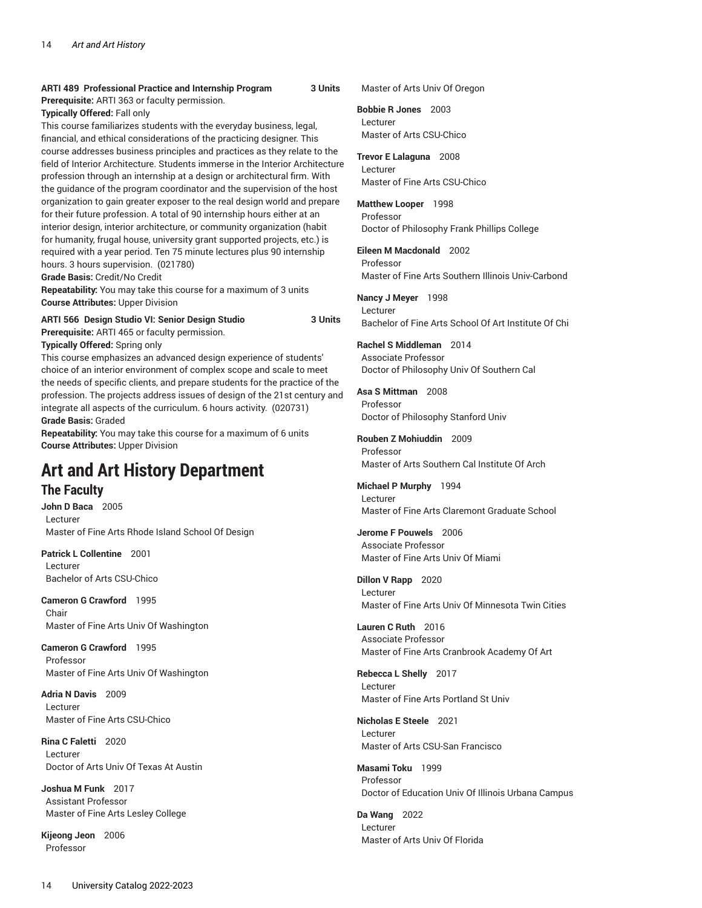**ARTI 489 Professional Practice and Internship Program 3 Units**

**Prerequisite:** ARTI 363 or faculty permission.

**Typically Offered:** Fall only

This course familiarizes students with the everyday business, legal, financial, and ethical considerations of the practicing designer. This course addresses business principles and practices as they relate to the field of Interior Architecture. Students immerse in the Interior Architecture profession through an internship at a design or architectural firm. With the guidance of the program coordinator and the supervision of the host organization to gain greater exposer to the real design world and prepare for their future profession. A total of 90 internship hours either at an interior design, interior architecture, or community organization (habit for humanity, frugal house, university grant supported projects, etc.) is required with a year period. Ten 75 minute lectures plus 90 internship hours. 3 hours supervision. (021780)

**Grade Basis:** Credit/No Credit

**Repeatability:** You may take this course for a maximum of 3 units

**Course Attributes:** Upper Division

**ARTI 566 Design Studio VI: Senior Design Studio 3 Units**

**Prerequisite:** ARTI 465 or faculty permission.

**Typically Offered:** Spring only

This course emphasizes an advanced design experience of students' choice of an interior environment of complex scope and scale to meet the needs of specific clients, and prepare students for the practice of the profession. The projects address issues of design of the 21st century and integrate all aspects of the curriculum. 6 hours activity. (020731)

**Grade Basis:** Graded

**Repeatability:** You may take this course for a maximum of 6 units

**Course Attributes:** Upper Division

# Art and Art History Department

## The Faculty

**John D Baca** 2005
Lecturer
Master of Fine Arts Rhode Island School Of Design

**Patrick L Collentine** 2001
Lecturer
Bachelor of Arts CSU-Chico

**Cameron G Crawford** 1995
Chair
Master of Fine Arts Univ Of Washington

**Cameron G Crawford** 1995
Professor
Master of Fine Arts Univ Of Washington

**Adria N Davis** 2009
Lecturer
Master of Fine Arts CSU-Chico

**Rina C Faletti** 2020
Lecturer
Doctor of Arts Univ Of Texas At Austin

**Joshua M Funk** 2017
Assistant Professor
Master of Fine Arts Lesley College

**Kijeong Jeon** 2006
Professor
Master of Arts Univ Of Oregon

**Bobbie R Jones** 2003
Lecturer
Master of Arts CSU-Chico

**Trevor E Lalaguna** 2008
Lecturer
Master of Fine Arts CSU-Chico

**Matthew Looper** 1998
Professor
Doctor of Philosophy Frank Phillips College

**Eileen M Macdonald** 2002
Professor
Master of Fine Arts Southern Illinois Univ-Carbond

**Nancy J Meyer** 1998
Lecturer
Bachelor of Fine Arts School Of Art Institute Of Chi

**Rachel S Middleman** 2014
Associate Professor
Doctor of Philosophy Univ Of Southern Cal

**Asa S Mittman** 2008
Professor
Doctor of Philosophy Stanford Univ

**Rouben Z Mohiuddin** 2009
Professor
Master of Arts Southern Cal Institute Of Arch

**Michael P Murphy** 1994
Lecturer
Master of Fine Arts Claremont Graduate School

**Jerome F Pouwels** 2006
Associate Professor
Master of Fine Arts Univ Of Miami

**Dillon V Rapp** 2020
Lecturer
Master of Fine Arts Univ Of Minnesota Twin Cities

**Lauren C Ruth** 2016
Associate Professor
Master of Fine Arts Cranbrook Academy Of Art

**Rebecca L Shelly** 2017
Lecturer
Master of Fine Arts Portland St Univ

**Nicholas E Steele** 2021
Lecturer
Master of Arts CSU-San Francisco

**Masami Toku** 1999
Professor
Doctor of Education Univ Of Illinois Urbana Campus

**Da Wang** 2022
Lecturer
Master of Arts Univ Of Florida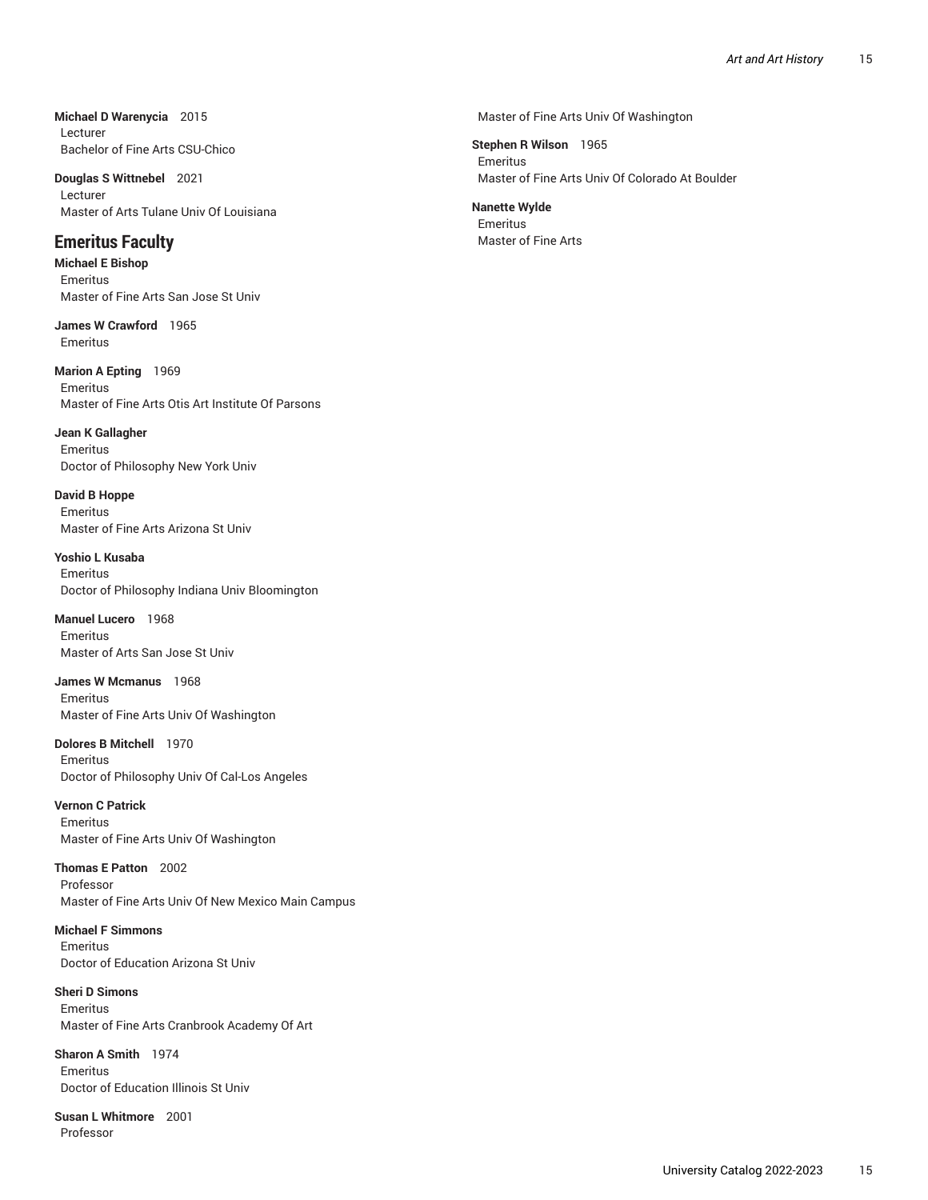**Michael D Warenycia** 2015
Lecturer
Bachelor of Fine Arts CSU-Chico

**Douglas S Wittnebel** 2021
Lecturer
Master of Arts Tulane Univ Of Louisiana

## Emeritus Faculty

**Michael E Bishop**
Emeritus
Master of Fine Arts San Jose St Univ

**James W Crawford** 1965
Emeritus

**Marion A Epting** 1969
Emeritus
Master of Fine Arts Otis Art Institute Of Parsons

**Jean K Gallagher**
Emeritus
Doctor of Philosophy New York Univ

**David B Hoppe**
Emeritus
Master of Fine Arts Arizona St Univ

**Yoshio L Kusaba**
Emeritus
Doctor of Philosophy Indiana Univ Bloomington

**Manuel Lucero** 1968
Emeritus
Master of Arts San Jose St Univ

**James W Mcmanus** 1968
Emeritus
Master of Fine Arts Univ Of Washington

**Dolores B Mitchell** 1970
Emeritus
Doctor of Philosophy Univ Of Cal-Los Angeles

**Vernon C Patrick**
Emeritus
Master of Fine Arts Univ Of Washington

**Thomas E Patton** 2002
Professor
Master of Fine Arts Univ Of New Mexico Main Campus

**Michael F Simmons**
Emeritus
Doctor of Education Arizona St Univ

**Sheri D Simons**
Emeritus
Master of Fine Arts Cranbrook Academy Of Art

**Sharon A Smith** 1974
Emeritus
Doctor of Education Illinois St Univ

**Susan L Whitmore** 2001
Professor
Master of Fine Arts Univ Of Washington

**Stephen R Wilson** 1965
Emeritus
Master of Fine Arts Univ Of Colorado At Boulder

**Nanette Wylde**
Emeritus
Master of Fine Arts